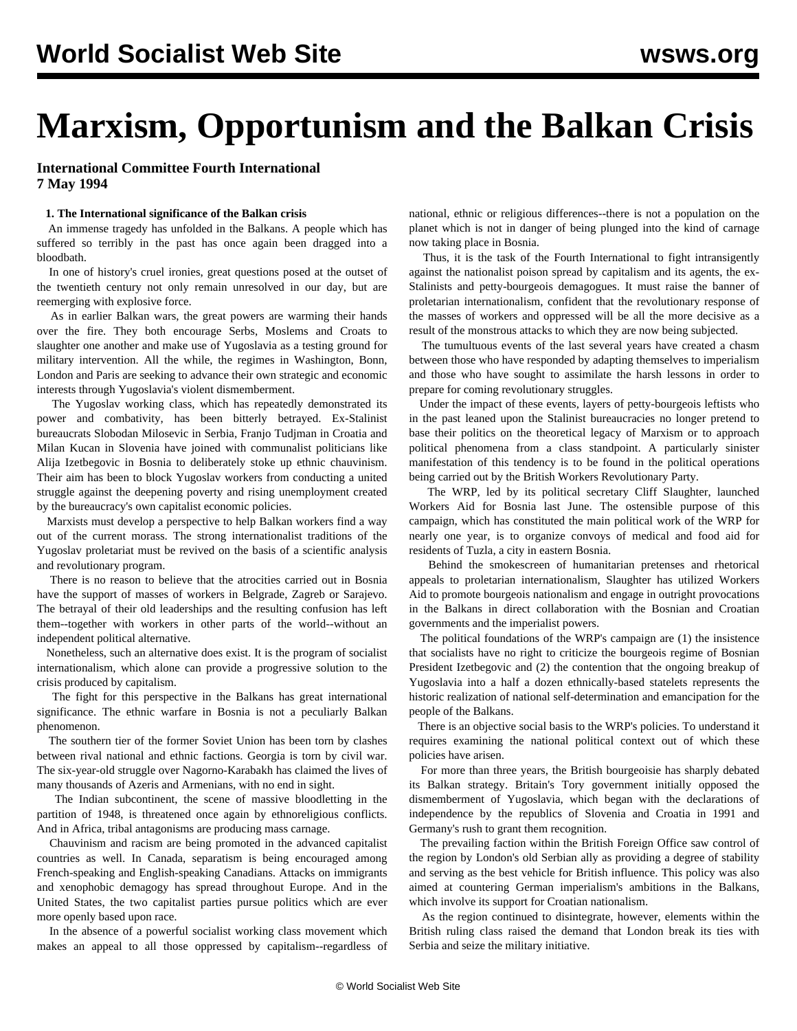# Marxism, Opportunism and the Balkan Crisis

**International Committee Fourth International**
**7 May 1994**

### 1. The International significance of the Balkan crisis

An immense tragedy has unfolded in the Balkans. A people which has suffered so terribly in the past has once again been dragged into a bloodbath.

In one of history's cruel ironies, great questions posed at the outset of the twentieth century not only remain unresolved in our day, but are reemerging with explosive force.

As in earlier Balkan wars, the great powers are warming their hands over the fire. They both encourage Serbs, Moslems and Croats to slaughter one another and make use of Yugoslavia as a testing ground for military intervention. All the while, the regimes in Washington, Bonn, London and Paris are seeking to advance their own strategic and economic interests through Yugoslavia's violent dismemberment.

The Yugoslav working class, which has repeatedly demonstrated its power and combativity, has been bitterly betrayed. Ex-Stalinist bureaucrats Slobodan Milosevic in Serbia, Franjo Tudjman in Croatia and Milan Kucan in Slovenia have joined with communalist politicians like Alija Izetbegovic in Bosnia to deliberately stoke up ethnic chauvinism. Their aim has been to block Yugoslav workers from conducting a united struggle against the deepening poverty and rising unemployment created by the bureaucracy's own capitalist economic policies.

Marxists must develop a perspective to help Balkan workers find a way out of the current morass. The strong internationalist traditions of the Yugoslav proletariat must be revived on the basis of a scientific analysis and revolutionary program.

There is no reason to believe that the atrocities carried out in Bosnia have the support of masses of workers in Belgrade, Zagreb or Sarajevo. The betrayal of their old leaderships and the resulting confusion has left them--together with workers in other parts of the world--without an independent political alternative.

Nonetheless, such an alternative does exist. It is the program of socialist internationalism, which alone can provide a progressive solution to the crisis produced by capitalism.

The fight for this perspective in the Balkans has great international significance. The ethnic warfare in Bosnia is not a peculiarly Balkan phenomenon.

The southern tier of the former Soviet Union has been torn by clashes between rival national and ethnic factions. Georgia is torn by civil war. The six-year-old struggle over Nagorno-Karabakh has claimed the lives of many thousands of Azeris and Armenians, with no end in sight.

The Indian subcontinent, the scene of massive bloodletting in the partition of 1948, is threatened once again by ethnoreligious conflicts. And in Africa, tribal antagonisms are producing mass carnage.

Chauvinism and racism are being promoted in the advanced capitalist countries as well. In Canada, separatism is being encouraged among French-speaking and English-speaking Canadians. Attacks on immigrants and xenophobic demagogy has spread throughout Europe. And in the United States, the two capitalist parties pursue politics which are ever more openly based upon race.

In the absence of a powerful socialist working class movement which makes an appeal to all those oppressed by capitalism--regardless of national, ethnic or religious differences--there is not a population on the planet which is not in danger of being plunged into the kind of carnage now taking place in Bosnia.

Thus, it is the task of the Fourth International to fight intransigently against the nationalist poison spread by capitalism and its agents, the ex-Stalinists and petty-bourgeois demagogues. It must raise the banner of proletarian internationalism, confident that the revolutionary response of the masses of workers and oppressed will be all the more decisive as a result of the monstrous attacks to which they are now being subjected.

The tumultuous events of the last several years have created a chasm between those who have responded by adapting themselves to imperialism and those who have sought to assimilate the harsh lessons in order to prepare for coming revolutionary struggles.

Under the impact of these events, layers of petty-bourgeois leftists who in the past leaned upon the Stalinist bureaucracies no longer pretend to base their politics on the theoretical legacy of Marxism or to approach political phenomena from a class standpoint. A particularly sinister manifestation of this tendency is to be found in the political operations being carried out by the British Workers Revolutionary Party.

The WRP, led by its political secretary Cliff Slaughter, launched Workers Aid for Bosnia last June. The ostensible purpose of this campaign, which has constituted the main political work of the WRP for nearly one year, is to organize convoys of medical and food aid for residents of Tuzla, a city in eastern Bosnia.

Behind the smokescreen of humanitarian pretenses and rhetorical appeals to proletarian internationalism, Slaughter has utilized Workers Aid to promote bourgeois nationalism and engage in outright provocations in the Balkans in direct collaboration with the Bosnian and Croatian governments and the imperialist powers.

The political foundations of the WRP's campaign are (1) the insistence that socialists have no right to criticize the bourgeois regime of Bosnian President Izetbegovic and (2) the contention that the ongoing breakup of Yugoslavia into a half a dozen ethnically-based statelets represents the historic realization of national self-determination and emancipation for the people of the Balkans.

There is an objective social basis to the WRP's policies. To understand it requires examining the national political context out of which these policies have arisen.

For more than three years, the British bourgeoisie has sharply debated its Balkan strategy. Britain's Tory government initially opposed the dismemberment of Yugoslavia, which began with the declarations of independence by the republics of Slovenia and Croatia in 1991 and Germany's rush to grant them recognition.

The prevailing faction within the British Foreign Office saw control of the region by London's old Serbian ally as providing a degree of stability and serving as the best vehicle for British influence. This policy was also aimed at countering German imperialism's ambitions in the Balkans, which involve its support for Croatian nationalism.

As the region continued to disintegrate, however, elements within the British ruling class raised the demand that London break its ties with Serbia and seize the military initiative.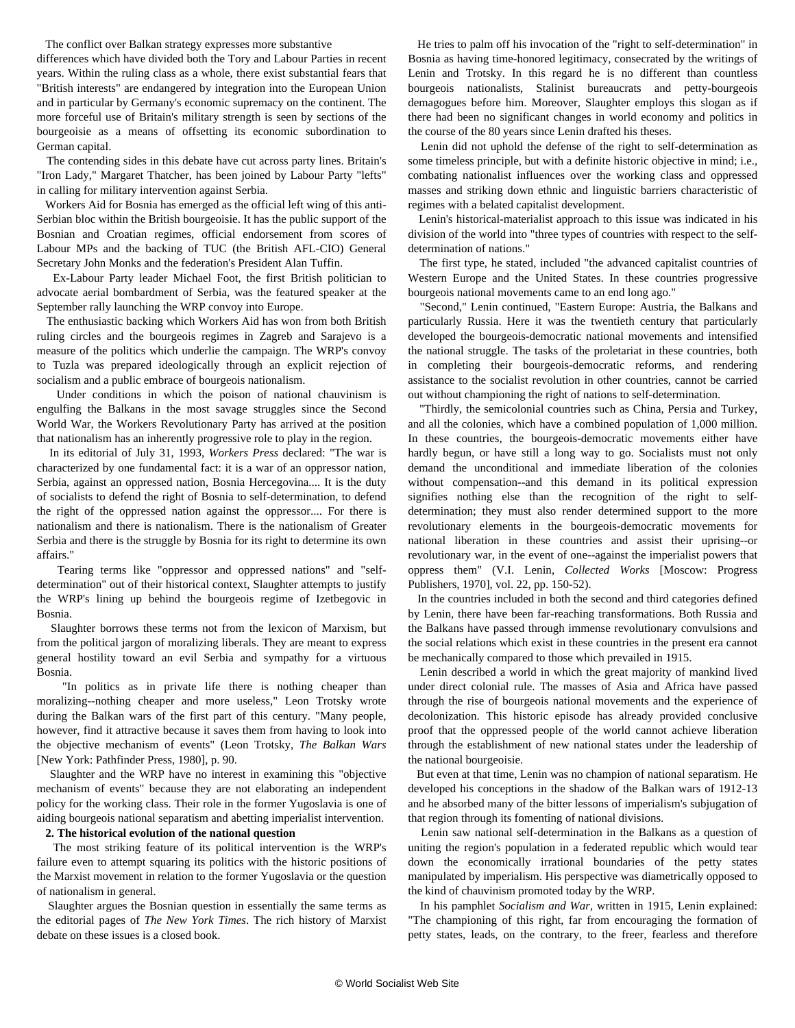The conflict over Balkan strategy expresses more substantive differences which have divided both the Tory and Labour Parties in recent years. Within the ruling class as a whole, there exist substantial fears that "British interests" are endangered by integration into the European Union and in particular by Germany's economic supremacy on the continent. The more forceful use of Britain's military strength is seen by sections of the bourgeoisie as a means of offsetting its economic subordination to German capital.

The contending sides in this debate have cut across party lines. Britain's "Iron Lady," Margaret Thatcher, has been joined by Labour Party "lefts" in calling for military intervention against Serbia.

Workers Aid for Bosnia has emerged as the official left wing of this anti-Serbian bloc within the British bourgeoisie. It has the public support of the Bosnian and Croatian regimes, official endorsement from scores of Labour MPs and the backing of TUC (the British AFL-CIO) General Secretary John Monks and the federation's President Alan Tuffin.

Ex-Labour Party leader Michael Foot, the first British politician to advocate aerial bombardment of Serbia, was the featured speaker at the September rally launching the WRP convoy into Europe.

The enthusiastic backing which Workers Aid has won from both British ruling circles and the bourgeois regimes in Zagreb and Sarajevo is a measure of the politics which underlie the campaign. The WRP's convoy to Tuzla was prepared ideologically through an explicit rejection of socialism and a public embrace of bourgeois nationalism.

Under conditions in which the poison of national chauvinism is engulfing the Balkans in the most savage struggles since the Second World War, the Workers Revolutionary Party has arrived at the position that nationalism has an inherently progressive role to play in the region.

In its editorial of July 31, 1993, *Workers Press* declared: "The war is characterized by one fundamental fact: it is a war of an oppressor nation, Serbia, against an oppressed nation, Bosnia Hercegovina.... It is the duty of socialists to defend the right of Bosnia to self-determination, to defend the right of the oppressed nation against the oppressor.... For there is nationalism and there is nationalism. There is the nationalism of Greater Serbia and there is the struggle by Bosnia for its right to determine its own affairs."

Tearing terms like "oppressor and oppressed nations" and "self-determination" out of their historical context, Slaughter attempts to justify the WRP's lining up behind the bourgeois regime of Izetbegovic in Bosnia.

Slaughter borrows these terms not from the lexicon of Marxism, but from the political jargon of moralizing liberals. They are meant to express general hostility toward an evil Serbia and sympathy for a virtuous Bosnia.

"In politics as in private life there is nothing cheaper than moralizing--nothing cheaper and more useless," Leon Trotsky wrote during the Balkan wars of the first part of this century. "Many people, however, find it attractive because it saves them from having to look into the objective mechanism of events" (Leon Trotsky, *The Balkan Wars* [New York: Pathfinder Press, 1980], p. 90.

Slaughter and the WRP have no interest in examining this "objective mechanism of events" because they are not elaborating an independent policy for the working class. Their role in the former Yugoslavia is one of aiding bourgeois national separatism and abetting imperialist intervention.

**2. The historical evolution of the national question**

The most striking feature of its political intervention is the WRP's failure even to attempt squaring its politics with the historic positions of the Marxist movement in relation to the former Yugoslavia or the question of nationalism in general.

Slaughter argues the Bosnian question in essentially the same terms as the editorial pages of *The New York Times*. The rich history of Marxist debate on these issues is a closed book.

He tries to palm off his invocation of the "right to self-determination" in Bosnia as having time-honored legitimacy, consecrated by the writings of Lenin and Trotsky. In this regard he is no different than countless bourgeois nationalists, Stalinist bureaucrats and petty-bourgeois demagogues before him. Moreover, Slaughter employs this slogan as if there had been no significant changes in world economy and politics in the course of the 80 years since Lenin drafted his theses.

Lenin did not uphold the defense of the right to self-determination as some timeless principle, but with a definite historic objective in mind; i.e., combating nationalist influences over the working class and oppressed masses and striking down ethnic and linguistic barriers characteristic of regimes with a belated capitalist development.

Lenin's historical-materialist approach to this issue was indicated in his division of the world into "three types of countries with respect to the self-determination of nations."

The first type, he stated, included "the advanced capitalist countries of Western Europe and the United States. In these countries progressive bourgeois national movements came to an end long ago."

"Second," Lenin continued, "Eastern Europe: Austria, the Balkans and particularly Russia. Here it was the twentieth century that particularly developed the bourgeois-democratic national movements and intensified the national struggle. The tasks of the proletariat in these countries, both in completing their bourgeois-democratic reforms, and rendering assistance to the socialist revolution in other countries, cannot be carried out without championing the right of nations to self-determination.

"Thirdly, the semicolonial countries such as China, Persia and Turkey, and all the colonies, which have a combined population of 1,000 million. In these countries, the bourgeois-democratic movements either have hardly begun, or have still a long way to go. Socialists must not only demand the unconditional and immediate liberation of the colonies without compensation--and this demand in its political expression signifies nothing else than the recognition of the right to self-determination; they must also render determined support to the more revolutionary elements in the bourgeois-democratic movements for national liberation in these countries and assist their uprising--or revolutionary war, in the event of one--against the imperialist powers that oppress them" (V.I. Lenin, *Collected Works* [Moscow: Progress Publishers, 1970], vol. 22, pp. 150-52).

In the countries included in both the second and third categories defined by Lenin, there have been far-reaching transformations. Both Russia and the Balkans have passed through immense revolutionary convulsions and the social relations which exist in these countries in the present era cannot be mechanically compared to those which prevailed in 1915.

Lenin described a world in which the great majority of mankind lived under direct colonial rule. The masses of Asia and Africa have passed through the rise of bourgeois national movements and the experience of decolonization. This historic episode has already provided conclusive proof that the oppressed people of the world cannot achieve liberation through the establishment of new national states under the leadership of the national bourgeoisie.

But even at that time, Lenin was no champion of national separatism. He developed his conceptions in the shadow of the Balkan wars of 1912-13 and he absorbed many of the bitter lessons of imperialism's subjugation of that region through its fomenting of national divisions.

Lenin saw national self-determination in the Balkans as a question of uniting the region's population in a federated republic which would tear down the economically irrational boundaries of the petty states manipulated by imperialism. His perspective was diametrically opposed to the kind of chauvinism promoted today by the WRP.

In his pamphlet *Socialism and War*, written in 1915, Lenin explained: "The championing of this right, far from encouraging the formation of petty states, leads, on the contrary, to the freer, fearless and therefore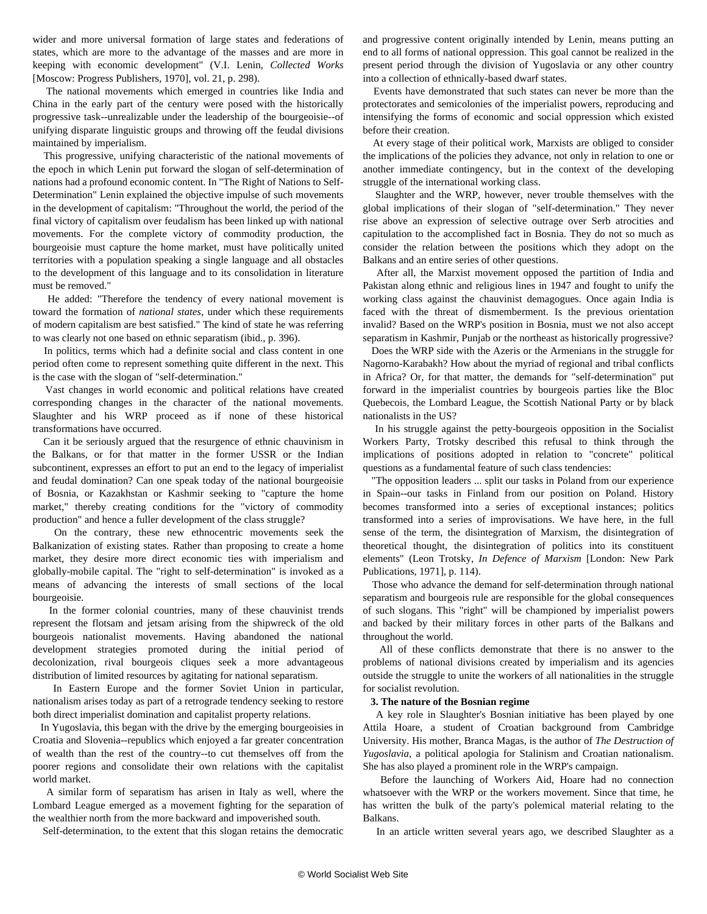wider and more universal formation of large states and federations of states, which are more to the advantage of the masses and are more in keeping with economic development" (V.I. Lenin, *Collected Works* [Moscow: Progress Publishers, 1970], vol. 21, p. 298).

The national movements which emerged in countries like India and China in the early part of the century were posed with the historically progressive task--unrealizable under the leadership of the bourgeoisie--of unifying disparate linguistic groups and throwing off the feudal divisions maintained by imperialism.

This progressive, unifying characteristic of the national movements of the epoch in which Lenin put forward the slogan of self-determination of nations had a profound economic content. In "The Right of Nations to Self-Determination" Lenin explained the objective impulse of such movements in the development of capitalism: "Throughout the world, the period of the final victory of capitalism over feudalism has been linked up with national movements. For the complete victory of commodity production, the bourgeoisie must capture the home market, must have politically united territories with a population speaking a single language and all obstacles to the development of this language and to its consolidation in literature must be removed."

He added: "Therefore the tendency of every national movement is toward the formation of *national states*, under which these requirements of modern capitalism are best satisfied." The kind of state he was referring to was clearly not one based on ethnic separatism (ibid., p. 396).

In politics, terms which had a definite social and class content in one period often come to represent something quite different in the next. This is the case with the slogan of "self-determination."

Vast changes in world economic and political relations have created corresponding changes in the character of the national movements. Slaughter and his WRP proceed as if none of these historical transformations have occurred.

Can it be seriously argued that the resurgence of ethnic chauvinism in the Balkans, or for that matter in the former USSR or the Indian subcontinent, expresses an effort to put an end to the legacy of imperialist and feudal domination? Can one speak today of the national bourgeoisie of Bosnia, or Kazakhstan or Kashmir seeking to "capture the home market," thereby creating conditions for the "victory of commodity production" and hence a fuller development of the class struggle?

On the contrary, these new ethnocentric movements seek the Balkanization of existing states. Rather than proposing to create a home market, they desire more direct economic ties with imperialism and globally-mobile capital. The "right to self-determination" is invoked as a means of advancing the interests of small sections of the local bourgeoisie.

In the former colonial countries, many of these chauvinist trends represent the flotsam and jetsam arising from the shipwreck of the old bourgeois nationalist movements. Having abandoned the national development strategies promoted during the initial period of decolonization, rival bourgeois cliques seek a more advantageous distribution of limited resources by agitating for national separatism.

In Eastern Europe and the former Soviet Union in particular, nationalism arises today as part of a retrograde tendency seeking to restore both direct imperialist domination and capitalist property relations.

In Yugoslavia, this began with the drive by the emerging bourgeoisies in Croatia and Slovenia--republics which enjoyed a far greater concentration of wealth than the rest of the country--to cut themselves off from the poorer regions and consolidate their own relations with the capitalist world market.

A similar form of separatism has arisen in Italy as well, where the Lombard League emerged as a movement fighting for the separation of the wealthier north from the more backward and impoverished south.

Self-determination, to the extent that this slogan retains the democratic and progressive content originally intended by Lenin, means putting an end to all forms of national oppression. This goal cannot be realized in the present period through the division of Yugoslavia or any other country into a collection of ethnically-based dwarf states.

Events have demonstrated that such states can never be more than the protectorates and semicolonies of the imperialist powers, reproducing and intensifying the forms of economic and social oppression which existed before their creation.

At every stage of their political work, Marxists are obliged to consider the implications of the policies they advance, not only in relation to one or another immediate contingency, but in the context of the developing struggle of the international working class.

Slaughter and the WRP, however, never trouble themselves with the global implications of their slogan of "self-determination." They never rise above an expression of selective outrage over Serb atrocities and capitulation to the accomplished fact in Bosnia. They do not so much as consider the relation between the positions which they adopt on the Balkans and an entire series of other questions.

After all, the Marxist movement opposed the partition of India and Pakistan along ethnic and religious lines in 1947 and fought to unify the working class against the chauvinist demagogues. Once again India is faced with the threat of dismemberment. Is the previous orientation invalid? Based on the WRP's position in Bosnia, must we not also accept separatism in Kashmir, Punjab or the northeast as historically progressive?

Does the WRP side with the Azeris or the Armenians in the struggle for Nagorno-Karabakh? How about the myriad of regional and tribal conflicts in Africa? Or, for that matter, the demands for "self-determination" put forward in the imperialist countries by bourgeois parties like the Bloc Quebecois, the Lombard League, the Scottish National Party or by black nationalists in the US?

In his struggle against the petty-bourgeois opposition in the Socialist Workers Party, Trotsky described this refusal to think through the implications of positions adopted in relation to "concrete" political questions as a fundamental feature of such class tendencies:

"The opposition leaders ... split our tasks in Poland from our experience in Spain--our tasks in Finland from our position on Poland. History becomes transformed into a series of exceptional instances; politics transformed into a series of improvisations. We have here, in the full sense of the term, the disintegration of Marxism, the disintegration of theoretical thought, the disintegration of politics into its constituent elements" (Leon Trotsky, *In Defence of Marxism* [London: New Park Publications, 1971], p. 114).

Those who advance the demand for self-determination through national separatism and bourgeois rule are responsible for the global consequences of such slogans. This "right" will be championed by imperialist powers and backed by their military forces in other parts of the Balkans and throughout the world.

All of these conflicts demonstrate that there is no answer to the problems of national divisions created by imperialism and its agencies outside the struggle to unite the workers of all nationalities in the struggle for socialist revolution.

**3. The nature of the Bosnian regime**

A key role in Slaughter's Bosnian initiative has been played by one Attila Hoare, a student of Croatian background from Cambridge University. His mother, Branca Magas, is the author of *The Destruction of Yugoslavia*, a political apologia for Stalinism and Croatian nationalism. She has also played a prominent role in the WRP's campaign.

Before the launching of Workers Aid, Hoare had no connection whatsoever with the WRP or the workers movement. Since that time, he has written the bulk of the party's polemical material relating to the Balkans.

In an article written several years ago, we described Slaughter as a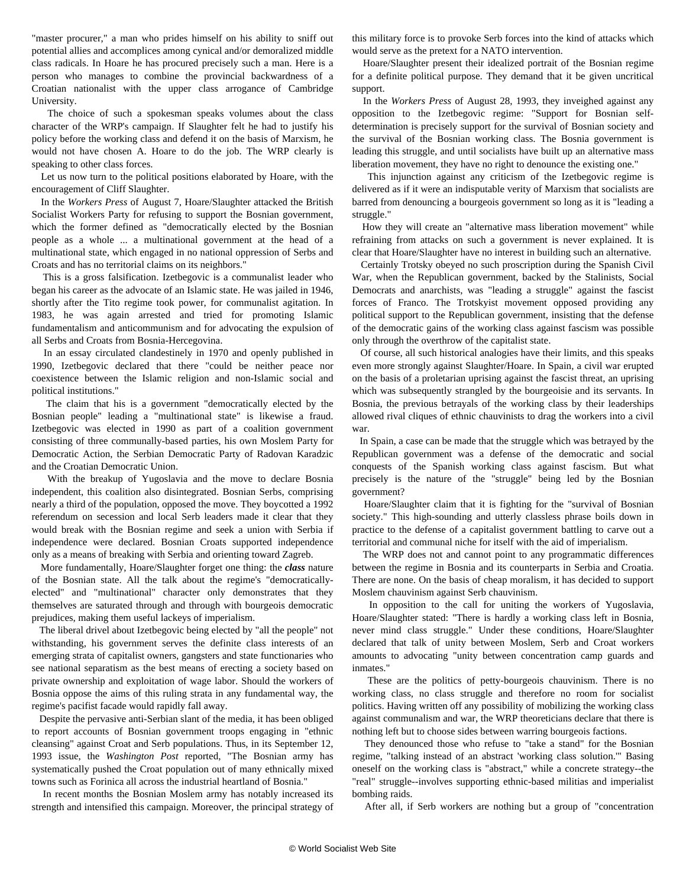"master procurer," a man who prides himself on his ability to sniff out potential allies and accomplices among cynical and/or demoralized middle class radicals. In Hoare he has procured precisely such a man. Here is a person who manages to combine the provincial backwardness of a Croatian nationalist with the upper class arrogance of Cambridge University.

The choice of such a spokesman speaks volumes about the class character of the WRP's campaign. If Slaughter felt he had to justify his policy before the working class and defend it on the basis of Marxism, he would not have chosen A. Hoare to do the job. The WRP clearly is speaking to other class forces.

Let us now turn to the political positions elaborated by Hoare, with the encouragement of Cliff Slaughter.

In the *Workers Press* of August 7, Hoare/Slaughter attacked the British Socialist Workers Party for refusing to support the Bosnian government, which the former defined as "democratically elected by the Bosnian people as a whole ... a multinational government at the head of a multinational state, which engaged in no national oppression of Serbs and Croats and has no territorial claims on its neighbors."

This is a gross falsification. Izetbegovic is a communalist leader who began his career as the advocate of an Islamic state. He was jailed in 1946, shortly after the Tito regime took power, for communalist agitation. In 1983, he was again arrested and tried for promoting Islamic fundamentalism and anticommunism and for advocating the expulsion of all Serbs and Croats from Bosnia-Hercegovina.

In an essay circulated clandestinely in 1970 and openly published in 1990, Izetbegovic declared that there "could be neither peace nor coexistence between the Islamic religion and non-Islamic social and political institutions."

The claim that his is a government "democratically elected by the Bosnian people" leading a "multinational state" is likewise a fraud. Izetbegovic was elected in 1990 as part of a coalition government consisting of three communally-based parties, his own Moslem Party for Democratic Action, the Serbian Democratic Party of Radovan Karadzic and the Croatian Democratic Union.

With the breakup of Yugoslavia and the move to declare Bosnia independent, this coalition also disintegrated. Bosnian Serbs, comprising nearly a third of the population, opposed the move. They boycotted a 1992 referendum on secession and local Serb leaders made it clear that they would break with the Bosnian regime and seek a union with Serbia if independence were declared. Bosnian Croats supported independence only as a means of breaking with Serbia and orienting toward Zagreb.

More fundamentally, Hoare/Slaughter forget one thing: the ***class*** nature of the Bosnian state. All the talk about the regime's "democratically-elected" and "multinational" character only demonstrates that they themselves are saturated through and through with bourgeois democratic prejudices, making them useful lackeys of imperialism.

The liberal drivel about Izetbegovic being elected by "all the people" not withstanding, his government serves the definite class interests of an emerging strata of capitalist owners, gangsters and state functionaries who see national separatism as the best means of erecting a society based on private ownership and exploitation of wage labor. Should the workers of Bosnia oppose the aims of this ruling strata in any fundamental way, the regime's pacifist facade would rapidly fall away.

Despite the pervasive anti-Serbian slant of the media, it has been obliged to report accounts of Bosnian government troops engaging in "ethnic cleansing" against Croat and Serb populations. Thus, in its September 12, 1993 issue, the *Washington Post* reported, "The Bosnian army has systematically pushed the Croat population out of many ethnically mixed towns such as Forinica all across the industrial heartland of Bosnia."

In recent months the Bosnian Moslem army has notably increased its strength and intensified this campaign. Moreover, the principal strategy of this military force is to provoke Serb forces into the kind of attacks which would serve as the pretext for a NATO intervention.

Hoare/Slaughter present their idealized portrait of the Bosnian regime for a definite political purpose. They demand that it be given uncritical support.

In the *Workers Press* of August 28, 1993, they inveighed against any opposition to the Izetbegovic regime: "Support for Bosnian self-determination is precisely support for the survival of Bosnian society and the survival of the Bosnian working class. The Bosnia government is leading this struggle, and until socialists have built up an alternative mass liberation movement, they have no right to denounce the existing one."

This injunction against any criticism of the Izetbegovic regime is delivered as if it were an indisputable verity of Marxism that socialists are barred from denouncing a bourgeois government so long as it is "leading a struggle."

How they will create an "alternative mass liberation movement" while refraining from attacks on such a government is never explained. It is clear that Hoare/Slaughter have no interest in building such an alternative.

Certainly Trotsky obeyed no such proscription during the Spanish Civil War, when the Republican government, backed by the Stalinists, Social Democrats and anarchists, was "leading a struggle" against the fascist forces of Franco. The Trotskyist movement opposed providing any political support to the Republican government, insisting that the defense of the democratic gains of the working class against fascism was possible only through the overthrow of the capitalist state.

Of course, all such historical analogies have their limits, and this speaks even more strongly against Slaughter/Hoare. In Spain, a civil war erupted on the basis of a proletarian uprising against the fascist threat, an uprising which was subsequently strangled by the bourgeoisie and its servants. In Bosnia, the previous betrayals of the working class by their leaderships allowed rival cliques of ethnic chauvinists to drag the workers into a civil war.

In Spain, a case can be made that the struggle which was betrayed by the Republican government was a defense of the democratic and social conquests of the Spanish working class against fascism. But what precisely is the nature of the "struggle" being led by the Bosnian government?

Hoare/Slaughter claim that it is fighting for the "survival of Bosnian society." This high-sounding and utterly classless phrase boils down in practice to the defense of a capitalist government battling to carve out a territorial and communal niche for itself with the aid of imperialism.

The WRP does not and cannot point to any programmatic differences between the regime in Bosnia and its counterparts in Serbia and Croatia. There are none. On the basis of cheap moralism, it has decided to support Moslem chauvinism against Serb chauvinism.

In opposition to the call for uniting the workers of Yugoslavia, Hoare/Slaughter stated: "There is hardly a working class left in Bosnia, never mind class struggle." Under these conditions, Hoare/Slaughter declared that talk of unity between Moslem, Serb and Croat workers amounts to advocating "unity between concentration camp guards and inmates."

These are the politics of petty-bourgeois chauvinism. There is no working class, no class struggle and therefore no room for socialist politics. Having written off any possibility of mobilizing the working class against communalism and war, the WRP theoreticians declare that there is nothing left but to choose sides between warring bourgeois factions.

They denounced those who refuse to "take a stand" for the Bosnian regime, "talking instead of an abstract 'working class solution.'" Basing oneself on the working class is "abstract," while a concrete strategy--the "real" struggle--involves supporting ethnic-based militias and imperialist bombing raids.

After all, if Serb workers are nothing but a group of "concentration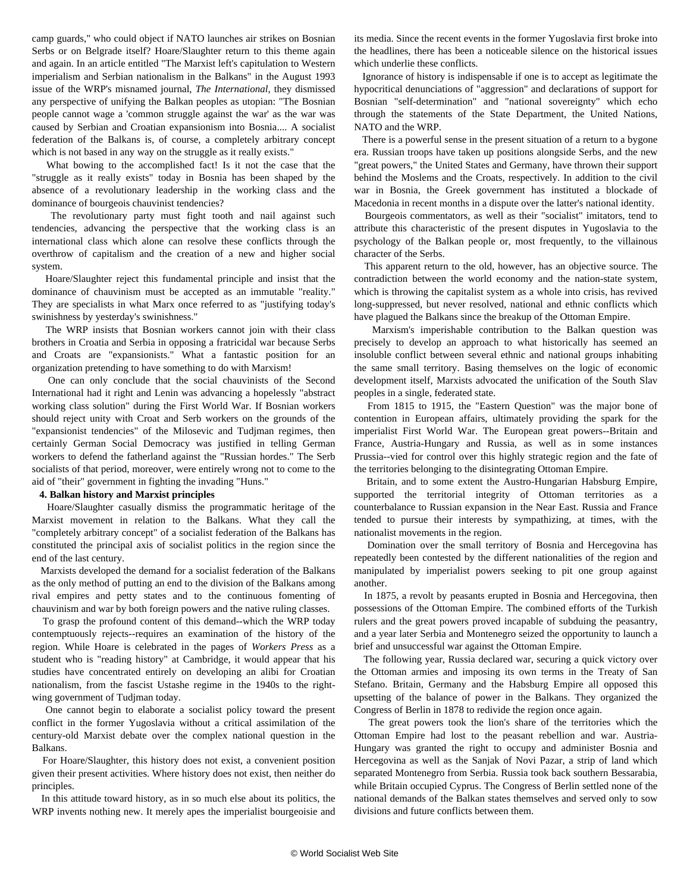camp guards," who could object if NATO launches air strikes on Bosnian Serbs or on Belgrade itself? Hoare/Slaughter return to this theme again and again. In an article entitled "The Marxist left's capitulation to Western imperialism and Serbian nationalism in the Balkans" in the August 1993 issue of the WRP's misnamed journal, *The International*, they dismissed any perspective of unifying the Balkan peoples as utopian: "The Bosnian people cannot wage a 'common struggle against the war' as the war was caused by Serbian and Croatian expansionism into Bosnia.... A socialist federation of the Balkans is, of course, a completely arbitrary concept which is not based in any way on the struggle as it really exists."

What bowing to the accomplished fact! Is it not the case that the "struggle as it really exists" today in Bosnia has been shaped by the absence of a revolutionary leadership in the working class and the dominance of bourgeois chauvinist tendencies?

The revolutionary party must fight tooth and nail against such tendencies, advancing the perspective that the working class is an international class which alone can resolve these conflicts through the overthrow of capitalism and the creation of a new and higher social system.

Hoare/Slaughter reject this fundamental principle and insist that the dominance of chauvinism must be accepted as an immutable "reality." They are specialists in what Marx once referred to as "justifying today's swinishness by yesterday's swinishness."

The WRP insists that Bosnian workers cannot join with their class brothers in Croatia and Serbia in opposing a fratricidal war because Serbs and Croats are "expansionists." What a fantastic position for an organization pretending to have something to do with Marxism!

One can only conclude that the social chauvinists of the Second International had it right and Lenin was advancing a hopelessly "abstract working class solution" during the First World War. If Bosnian workers should reject unity with Croat and Serb workers on the grounds of the "expansionist tendencies" of the Milosevic and Tudjman regimes, then certainly German Social Democracy was justified in telling German workers to defend the fatherland against the "Russian hordes." The Serb socialists of that period, moreover, were entirely wrong not to come to the aid of "their" government in fighting the invading "Huns."

**4. Balkan history and Marxist principles**

Hoare/Slaughter casually dismiss the programmatic heritage of the Marxist movement in relation to the Balkans. What they call the "completely arbitrary concept" of a socialist federation of the Balkans has constituted the principal axis of socialist politics in the region since the end of the last century.

Marxists developed the demand for a socialist federation of the Balkans as the only method of putting an end to the division of the Balkans among rival empires and petty states and to the continuous fomenting of chauvinism and war by both foreign powers and the native ruling classes.

To grasp the profound content of this demand--which the WRP today contemptuously rejects--requires an examination of the history of the region. While Hoare is celebrated in the pages of *Workers Press* as a student who is "reading history" at Cambridge, it would appear that his studies have concentrated entirely on developing an alibi for Croatian nationalism, from the fascist Ustashe regime in the 1940s to the right-wing government of Tudjman today.

One cannot begin to elaborate a socialist policy toward the present conflict in the former Yugoslavia without a critical assimilation of the century-old Marxist debate over the complex national question in the Balkans.

For Hoare/Slaughter, this history does not exist, a convenient position given their present activities. Where history does not exist, then neither do principles.

In this attitude toward history, as in so much else about its politics, the WRP invents nothing new. It merely apes the imperialist bourgeoisie and its media. Since the recent events in the former Yugoslavia first broke into the headlines, there has been a noticeable silence on the historical issues which underlie these conflicts.

Ignorance of history is indispensable if one is to accept as legitimate the hypocritical denunciations of "aggression" and declarations of support for Bosnian "self-determination" and "national sovereignty" which echo through the statements of the State Department, the United Nations, NATO and the WRP.

There is a powerful sense in the present situation of a return to a bygone era. Russian troops have taken up positions alongside Serbs, and the new "great powers," the United States and Germany, have thrown their support behind the Moslems and the Croats, respectively. In addition to the civil war in Bosnia, the Greek government has instituted a blockade of Macedonia in recent months in a dispute over the latter's national identity.

Bourgeois commentators, as well as their "socialist" imitators, tend to attribute this characteristic of the present disputes in Yugoslavia to the psychology of the Balkan people or, most frequently, to the villainous character of the Serbs.

This apparent return to the old, however, has an objective source. The contradiction between the world economy and the nation-state system, which is throwing the capitalist system as a whole into crisis, has revived long-suppressed, but never resolved, national and ethnic conflicts which have plagued the Balkans since the breakup of the Ottoman Empire.

Marxism's imperishable contribution to the Balkan question was precisely to develop an approach to what historically has seemed an insoluble conflict between several ethnic and national groups inhabiting the same small territory. Basing themselves on the logic of economic development itself, Marxists advocated the unification of the South Slav peoples in a single, federated state.

From 1815 to 1915, the "Eastern Question" was the major bone of contention in European affairs, ultimately providing the spark for the imperialist First World War. The European great powers--Britain and France, Austria-Hungary and Russia, as well as in some instances Prussia--vied for control over this highly strategic region and the fate of the territories belonging to the disintegrating Ottoman Empire.

Britain, and to some extent the Austro-Hungarian Habsburg Empire, supported the territorial integrity of Ottoman territories as a counterbalance to Russian expansion in the Near East. Russia and France tended to pursue their interests by sympathizing, at times, with the nationalist movements in the region.

Domination over the small territory of Bosnia and Hercegovina has repeatedly been contested by the different nationalities of the region and manipulated by imperialist powers seeking to pit one group against another.

In 1875, a revolt by peasants erupted in Bosnia and Hercegovina, then possessions of the Ottoman Empire. The combined efforts of the Turkish rulers and the great powers proved incapable of subduing the peasantry, and a year later Serbia and Montenegro seized the opportunity to launch a brief and unsuccessful war against the Ottoman Empire.

The following year, Russia declared war, securing a quick victory over the Ottoman armies and imposing its own terms in the Treaty of San Stefano. Britain, Germany and the Habsburg Empire all opposed this upsetting of the balance of power in the Balkans. They organized the Congress of Berlin in 1878 to redivide the region once again.

The great powers took the lion's share of the territories which the Ottoman Empire had lost to the peasant rebellion and war. Austria-Hungary was granted the right to occupy and administer Bosnia and Hercegovina as well as the Sanjak of Novi Pazar, a strip of land which separated Montenegro from Serbia. Russia took back southern Bessarabia, while Britain occupied Cyprus. The Congress of Berlin settled none of the national demands of the Balkan states themselves and served only to sow divisions and future conflicts between them.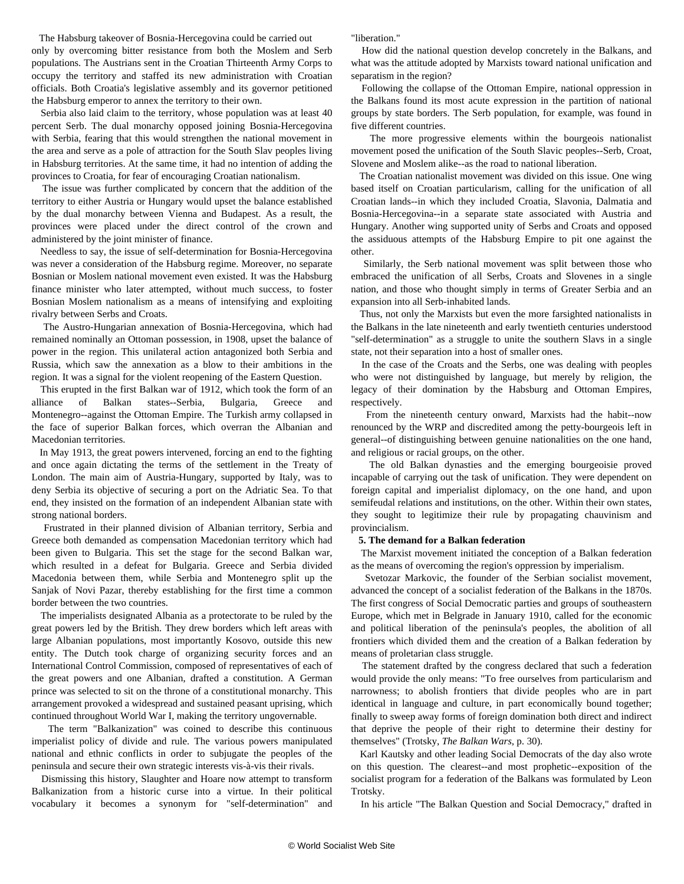The Habsburg takeover of Bosnia-Hercegovina could be carried out only by overcoming bitter resistance from both the Moslem and Serb populations. The Austrians sent in the Croatian Thirteenth Army Corps to occupy the territory and staffed its new administration with Croatian officials. Both Croatia's legislative assembly and its governor petitioned the Habsburg emperor to annex the territory to their own.

Serbia also laid claim to the territory, whose population was at least 40 percent Serb. The dual monarchy opposed joining Bosnia-Hercegovina with Serbia, fearing that this would strengthen the national movement in the area and serve as a pole of attraction for the South Slav peoples living in Habsburg territories. At the same time, it had no intention of adding the provinces to Croatia, for fear of encouraging Croatian nationalism.

The issue was further complicated by concern that the addition of the territory to either Austria or Hungary would upset the balance established by the dual monarchy between Vienna and Budapest. As a result, the provinces were placed under the direct control of the crown and administered by the joint minister of finance.

Needless to say, the issue of self-determination for Bosnia-Hercegovina was never a consideration of the Habsburg regime. Moreover, no separate Bosnian or Moslem national movement even existed. It was the Habsburg finance minister who later attempted, without much success, to foster Bosnian Moslem nationalism as a means of intensifying and exploiting rivalry between Serbs and Croats.

The Austro-Hungarian annexation of Bosnia-Hercegovina, which had remained nominally an Ottoman possession, in 1908, upset the balance of power in the region. This unilateral action antagonized both Serbia and Russia, which saw the annexation as a blow to their ambitions in the region. It was a signal for the violent reopening of the Eastern Question.

This erupted in the first Balkan war of 1912, which took the form of an alliance of Balkan states--Serbia, Bulgaria, Greece and Montenegro--against the Ottoman Empire. The Turkish army collapsed in the face of superior Balkan forces, which overran the Albanian and Macedonian territories.

In May 1913, the great powers intervened, forcing an end to the fighting and once again dictating the terms of the settlement in the Treaty of London. The main aim of Austria-Hungary, supported by Italy, was to deny Serbia its objective of securing a port on the Adriatic Sea. To that end, they insisted on the formation of an independent Albanian state with strong national borders.

Frustrated in their planned division of Albanian territory, Serbia and Greece both demanded as compensation Macedonian territory which had been given to Bulgaria. This set the stage for the second Balkan war, which resulted in a defeat for Bulgaria. Greece and Serbia divided Macedonia between them, while Serbia and Montenegro split up the Sanjak of Novi Pazar, thereby establishing for the first time a common border between the two countries.

The imperialists designated Albania as a protectorate to be ruled by the great powers led by the British. They drew borders which left areas with large Albanian populations, most importantly Kosovo, outside this new entity. The Dutch took charge of organizing security forces and an International Control Commission, composed of representatives of each of the great powers and one Albanian, drafted a constitution. A German prince was selected to sit on the throne of a constitutional monarchy. This arrangement provoked a widespread and sustained peasant uprising, which continued throughout World War I, making the territory ungovernable.

The term "Balkanization" was coined to describe this continuous imperialist policy of divide and rule. The various powers manipulated national and ethnic conflicts in order to subjugate the peoples of the peninsula and secure their own strategic interests vis-à-vis their rivals.

Dismissing this history, Slaughter and Hoare now attempt to transform Balkanization from a historic curse into a virtue. In their political vocabulary it becomes a synonym for "self-determination" and "liberation."

How did the national question develop concretely in the Balkans, and what was the attitude adopted by Marxists toward national unification and separatism in the region?

Following the collapse of the Ottoman Empire, national oppression in the Balkans found its most acute expression in the partition of national groups by state borders. The Serb population, for example, was found in five different countries.

The more progressive elements within the bourgeois nationalist movement posed the unification of the South Slavic peoples--Serb, Croat, Slovene and Moslem alike--as the road to national liberation.

The Croatian nationalist movement was divided on this issue. One wing based itself on Croatian particularism, calling for the unification of all Croatian lands--in which they included Croatia, Slavonia, Dalmatia and Bosnia-Hercegovina--in a separate state associated with Austria and Hungary. Another wing supported unity of Serbs and Croats and opposed the assiduous attempts of the Habsburg Empire to pit one against the other.

Similarly, the Serb national movement was split between those who embraced the unification of all Serbs, Croats and Slovenes in a single nation, and those who thought simply in terms of Greater Serbia and an expansion into all Serb-inhabited lands.

Thus, not only the Marxists but even the more farsighted nationalists in the Balkans in the late nineteenth and early twentieth centuries understood "self-determination" as a struggle to unite the southern Slavs in a single state, not their separation into a host of smaller ones.

In the case of the Croats and the Serbs, one was dealing with peoples who were not distinguished by language, but merely by religion, the legacy of their domination by the Habsburg and Ottoman Empires, respectively.

From the nineteenth century onward, Marxists had the habit--now renounced by the WRP and discredited among the petty-bourgeois left in general--of distinguishing between genuine nationalities on the one hand, and religious or racial groups, on the other.

The old Balkan dynasties and the emerging bourgeoisie proved incapable of carrying out the task of unification. They were dependent on foreign capital and imperialist diplomacy, on the one hand, and upon semifeudal relations and institutions, on the other. Within their own states, they sought to legitimize their rule by propagating chauvinism and provincialism.

**5. The demand for a Balkan federation**

The Marxist movement initiated the conception of a Balkan federation as the means of overcoming the region's oppression by imperialism.

Svetozar Markovic, the founder of the Serbian socialist movement, advanced the concept of a socialist federation of the Balkans in the 1870s. The first congress of Social Democratic parties and groups of southeastern Europe, which met in Belgrade in January 1910, called for the economic and political liberation of the peninsula's peoples, the abolition of all frontiers which divided them and the creation of a Balkan federation by means of proletarian class struggle.

The statement drafted by the congress declared that such a federation would provide the only means: "To free ourselves from particularism and narrowness; to abolish frontiers that divide peoples who are in part identical in language and culture, in part economically bound together; finally to sweep away forms of foreign domination both direct and indirect that deprive the people of their right to determine their destiny for themselves" (Trotsky, *The Balkan Wars*, p. 30).

Karl Kautsky and other leading Social Democrats of the day also wrote on this question. The clearest--and most prophetic--exposition of the socialist program for a federation of the Balkans was formulated by Leon Trotsky.

In his article "The Balkan Question and Social Democracy," drafted in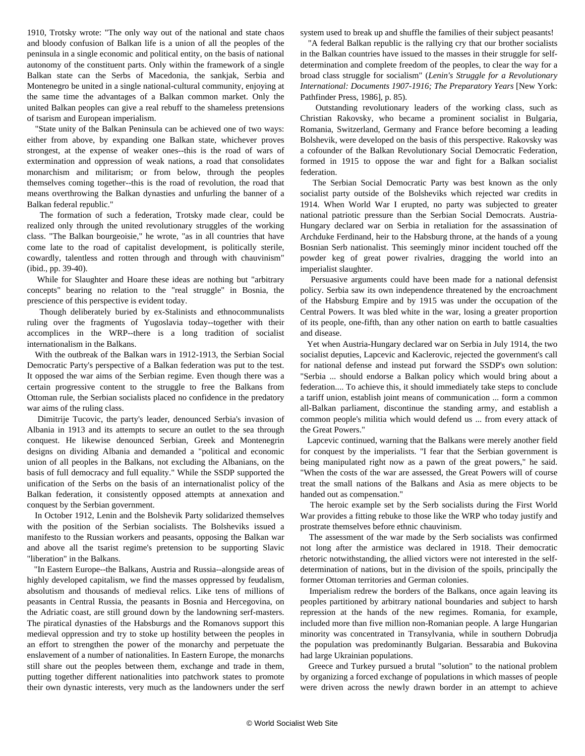1910, Trotsky wrote: "The only way out of the national and state chaos and bloody confusion of Balkan life is a union of all the peoples of the peninsula in a single economic and political entity, on the basis of national autonomy of the constituent parts. Only within the framework of a single Balkan state can the Serbs of Macedonia, the sankjak, Serbia and Montenegro be united in a single national-cultural community, enjoying at the same time the advantages of a Balkan common market. Only the united Balkan peoples can give a real rebuff to the shameless pretensions of tsarism and European imperialism.

"State unity of the Balkan Peninsula can be achieved one of two ways: either from above, by expanding one Balkan state, whichever proves strongest, at the expense of weaker ones--this is the road of wars of extermination and oppression of weak nations, a road that consolidates monarchism and militarism; or from below, through the peoples themselves coming together--this is the road of revolution, the road that means overthrowing the Balkan dynasties and unfurling the banner of a Balkan federal republic."

The formation of such a federation, Trotsky made clear, could be realized only through the united revolutionary struggles of the working class. "The Balkan bourgeoisie," he wrote, "as in all countries that have come late to the road of capitalist development, is politically sterile, cowardly, talentless and rotten through and through with chauvinism" (ibid., pp. 39-40).

While for Slaughter and Hoare these ideas are nothing but "arbitrary concepts" bearing no relation to the "real struggle" in Bosnia, the prescience of this perspective is evident today.

Though deliberately buried by ex-Stalinists and ethnocommunalists ruling over the fragments of Yugoslavia today--together with their accomplices in the WRP--there is a long tradition of socialist internationalism in the Balkans.

With the outbreak of the Balkan wars in 1912-1913, the Serbian Social Democratic Party's perspective of a Balkan federation was put to the test. It opposed the war aims of the Serbian regime. Even though there was a certain progressive content to the struggle to free the Balkans from Ottoman rule, the Serbian socialists placed no confidence in the predatory war aims of the ruling class.

Dimitrije Tucovic, the party's leader, denounced Serbia's invasion of Albania in 1913 and its attempts to secure an outlet to the sea through conquest. He likewise denounced Serbian, Greek and Montenegrin designs on dividing Albania and demanded a "political and economic union of all peoples in the Balkans, not excluding the Albanians, on the basis of full democracy and full equality." While the SSDP supported the unification of the Serbs on the basis of an internationalist policy of the Balkan federation, it consistently opposed attempts at annexation and conquest by the Serbian government.

In October 1912, Lenin and the Bolshevik Party solidarized themselves with the position of the Serbian socialists. The Bolsheviks issued a manifesto to the Russian workers and peasants, opposing the Balkan war and above all the tsarist regime's pretension to be supporting Slavic "liberation" in the Balkans.

"In Eastern Europe--the Balkans, Austria and Russia--alongside areas of highly developed capitalism, we find the masses oppressed by feudalism, absolutism and thousands of medieval relics. Like tens of millions of peasants in Central Russia, the peasants in Bosnia and Hercegovina, on the Adriatic coast, are still ground down by the landowning serf-masters. The piratical dynasties of the Habsburgs and the Romanovs support this medieval oppression and try to stoke up hostility between the peoples in an effort to strengthen the power of the monarchy and perpetuate the enslavement of a number of nationalities. In Eastern Europe, the monarchs still share out the peoples between them, exchange and trade in them, putting together different nationalities into patchwork states to promote their own dynastic interests, very much as the landowners under the serf system used to break up and shuffle the families of their subject peasants!

"A federal Balkan republic is the rallying cry that our brother socialists in the Balkan countries have issued to the masses in their struggle for self-determination and complete freedom of the peoples, to clear the way for a broad class struggle for socialism" (*Lenin's Struggle for a Revolutionary International: Documents 1907-1916; The Preparatory Years* [New York: Pathfinder Press, 1986], p. 85).

Outstanding revolutionary leaders of the working class, such as Christian Rakovsky, who became a prominent socialist in Bulgaria, Romania, Switzerland, Germany and France before becoming a leading Bolshevik, were developed on the basis of this perspective. Rakovsky was a cofounder of the Balkan Revolutionary Social Democratic Federation, formed in 1915 to oppose the war and fight for a Balkan socialist federation.

The Serbian Social Democratic Party was best known as the only socialist party outside of the Bolsheviks which rejected war credits in 1914. When World War I erupted, no party was subjected to greater national patriotic pressure than the Serbian Social Democrats. Austria-Hungary declared war on Serbia in retaliation for the assassination of Archduke Ferdinand, heir to the Habsburg throne, at the hands of a young Bosnian Serb nationalist. This seemingly minor incident touched off the powder keg of great power rivalries, dragging the world into an imperialist slaughter.

Persuasive arguments could have been made for a national defensist policy. Serbia saw its own independence threatened by the encroachment of the Habsburg Empire and by 1915 was under the occupation of the Central Powers. It was bled white in the war, losing a greater proportion of its people, one-fifth, than any other nation on earth to battle casualties and disease.

Yet when Austria-Hungary declared war on Serbia in July 1914, the two socialist deputies, Lapcevic and Kaclerovic, rejected the government's call for national defense and instead put forward the SSDP's own solution: "Serbia ... should endorse a Balkan policy which would bring about a federation.... To achieve this, it should immediately take steps to conclude a tariff union, establish joint means of communication ... form a common all-Balkan parliament, discontinue the standing army, and establish a common people's militia which would defend us ... from every attack of the Great Powers."

Lapcevic continued, warning that the Balkans were merely another field for conquest by the imperialists. "I fear that the Serbian government is being manipulated right now as a pawn of the great powers," he said. "When the costs of the war are assessed, the Great Powers will of course treat the small nations of the Balkans and Asia as mere objects to be handed out as compensation."

The heroic example set by the Serb socialists during the First World War provides a fitting rebuke to those like the WRP who today justify and prostrate themselves before ethnic chauvinism.

The assessment of the war made by the Serb socialists was confirmed not long after the armistice was declared in 1918. Their democratic rhetoric notwithstanding, the allied victors were not interested in the self-determination of nations, but in the division of the spoils, principally the former Ottoman territories and German colonies.

Imperialism redrew the borders of the Balkans, once again leaving its peoples partitioned by arbitrary national boundaries and subject to harsh repression at the hands of the new regimes. Romania, for example, included more than five million non-Romanian people. A large Hungarian minority was concentrated in Transylvania, while in southern Dobrudja the population was predominantly Bulgarian. Bessarabia and Bukovina had large Ukrainian populations.

Greece and Turkey pursued a brutal "solution" to the national problem by organizing a forced exchange of populations in which masses of people were driven across the newly drawn border in an attempt to achieve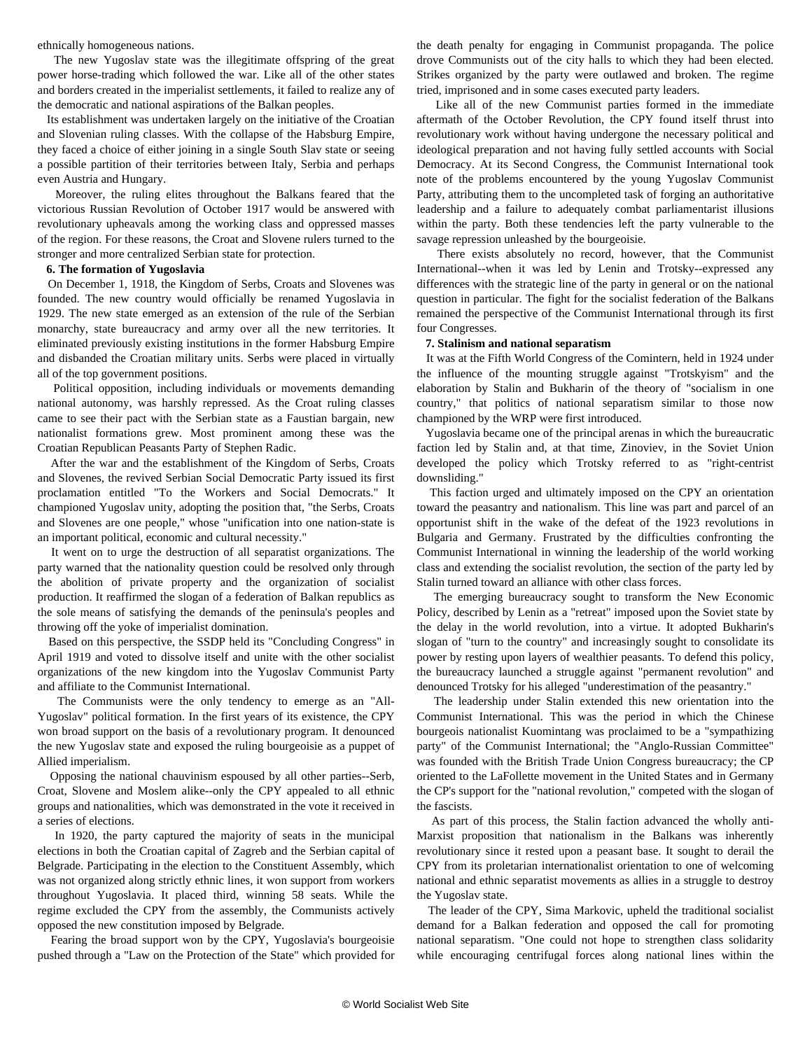ethnically homogeneous nations.

The new Yugoslav state was the illegitimate offspring of the great power horse-trading which followed the war. Like all of the other states and borders created in the imperialist settlements, it failed to realize any of the democratic and national aspirations of the Balkan peoples.

Its establishment was undertaken largely on the initiative of the Croatian and Slovenian ruling classes. With the collapse of the Habsburg Empire, they faced a choice of either joining in a single South Slav state or seeing a possible partition of their territories between Italy, Serbia and perhaps even Austria and Hungary.

Moreover, the ruling elites throughout the Balkans feared that the victorious Russian Revolution of October 1917 would be answered with revolutionary upheavals among the working class and oppressed masses of the region. For these reasons, the Croat and Slovene rulers turned to the stronger and more centralized Serbian state for protection.

**6. The formation of Yugoslavia**

On December 1, 1918, the Kingdom of Serbs, Croats and Slovenes was founded. The new country would officially be renamed Yugoslavia in 1929. The new state emerged as an extension of the rule of the Serbian monarchy, state bureaucracy and army over all the new territories. It eliminated previously existing institutions in the former Habsburg Empire and disbanded the Croatian military units. Serbs were placed in virtually all of the top government positions.

Political opposition, including individuals or movements demanding national autonomy, was harshly repressed. As the Croat ruling classes came to see their pact with the Serbian state as a Faustian bargain, new nationalist formations grew. Most prominent among these was the Croatian Republican Peasants Party of Stephen Radic.

After the war and the establishment of the Kingdom of Serbs, Croats and Slovenes, the revived Serbian Social Democratic Party issued its first proclamation entitled "To the Workers and Social Democrats." It championed Yugoslav unity, adopting the position that, "the Serbs, Croats and Slovenes are one people," whose "unification into one nation-state is an important political, economic and cultural necessity."

It went on to urge the destruction of all separatist organizations. The party warned that the nationality question could be resolved only through the abolition of private property and the organization of socialist production. It reaffirmed the slogan of a federation of Balkan republics as the sole means of satisfying the demands of the peninsula's peoples and throwing off the yoke of imperialist domination.

Based on this perspective, the SSDP held its "Concluding Congress" in April 1919 and voted to dissolve itself and unite with the other socialist organizations of the new kingdom into the Yugoslav Communist Party and affiliate to the Communist International.

The Communists were the only tendency to emerge as an "All-Yugoslav" political formation. In the first years of its existence, the CPY won broad support on the basis of a revolutionary program. It denounced the new Yugoslav state and exposed the ruling bourgeoisie as a puppet of Allied imperialism.

Opposing the national chauvinism espoused by all other parties--Serb, Croat, Slovene and Moslem alike--only the CPY appealed to all ethnic groups and nationalities, which was demonstrated in the vote it received in a series of elections.

In 1920, the party captured the majority of seats in the municipal elections in both the Croatian capital of Zagreb and the Serbian capital of Belgrade. Participating in the election to the Constituent Assembly, which was not organized along strictly ethnic lines, it won support from workers throughout Yugoslavia. It placed third, winning 58 seats. While the regime excluded the CPY from the assembly, the Communists actively opposed the new constitution imposed by Belgrade.

Fearing the broad support won by the CPY, Yugoslavia's bourgeoisie pushed through a "Law on the Protection of the State" which provided for the death penalty for engaging in Communist propaganda. The police drove Communists out of the city halls to which they had been elected. Strikes organized by the party were outlawed and broken. The regime tried, imprisoned and in some cases executed party leaders.

Like all of the new Communist parties formed in the immediate aftermath of the October Revolution, the CPY found itself thrust into revolutionary work without having undergone the necessary political and ideological preparation and not having fully settled accounts with Social Democracy. At its Second Congress, the Communist International took note of the problems encountered by the young Yugoslav Communist Party, attributing them to the uncompleted task of forging an authoritative leadership and a failure to adequately combat parliamentarist illusions within the party. Both these tendencies left the party vulnerable to the savage repression unleashed by the bourgeoisie.

There exists absolutely no record, however, that the Communist International--when it was led by Lenin and Trotsky--expressed any differences with the strategic line of the party in general or on the national question in particular. The fight for the socialist federation of the Balkans remained the perspective of the Communist International through its first four Congresses.

**7. Stalinism and national separatism**

It was at the Fifth World Congress of the Comintern, held in 1924 under the influence of the mounting struggle against "Trotskyism" and the elaboration by Stalin and Bukharin of the theory of "socialism in one country," that politics of national separatism similar to those now championed by the WRP were first introduced.

Yugoslavia became one of the principal arenas in which the bureaucratic faction led by Stalin and, at that time, Zinoviev, in the Soviet Union developed the policy which Trotsky referred to as "right-centrist downsliding."

This faction urged and ultimately imposed on the CPY an orientation toward the peasantry and nationalism. This line was part and parcel of an opportunist shift in the wake of the defeat of the 1923 revolutions in Bulgaria and Germany. Frustrated by the difficulties confronting the Communist International in winning the leadership of the world working class and extending the socialist revolution, the section of the party led by Stalin turned toward an alliance with other class forces.

The emerging bureaucracy sought to transform the New Economic Policy, described by Lenin as a "retreat" imposed upon the Soviet state by the delay in the world revolution, into a virtue. It adopted Bukharin's slogan of "turn to the country" and increasingly sought to consolidate its power by resting upon layers of wealthier peasants. To defend this policy, the bureaucracy launched a struggle against "permanent revolution" and denounced Trotsky for his alleged "underestimation of the peasantry."

The leadership under Stalin extended this new orientation into the Communist International. This was the period in which the Chinese bourgeois nationalist Kuomintang was proclaimed to be a "sympathizing party" of the Communist International; the "Anglo-Russian Committee" was founded with the British Trade Union Congress bureaucracy; the CP oriented to the LaFollette movement in the United States and in Germany the CP's support for the "national revolution," competed with the slogan of the fascists.

As part of this process, the Stalin faction advanced the wholly anti-Marxist proposition that nationalism in the Balkans was inherently revolutionary since it rested upon a peasant base. It sought to derail the CPY from its proletarian internationalist orientation to one of welcoming national and ethnic separatist movements as allies in a struggle to destroy the Yugoslav state.

The leader of the CPY, Sima Markovic, upheld the traditional socialist demand for a Balkan federation and opposed the call for promoting national separatism. "One could not hope to strengthen class solidarity while encouraging centrifugal forces along national lines within the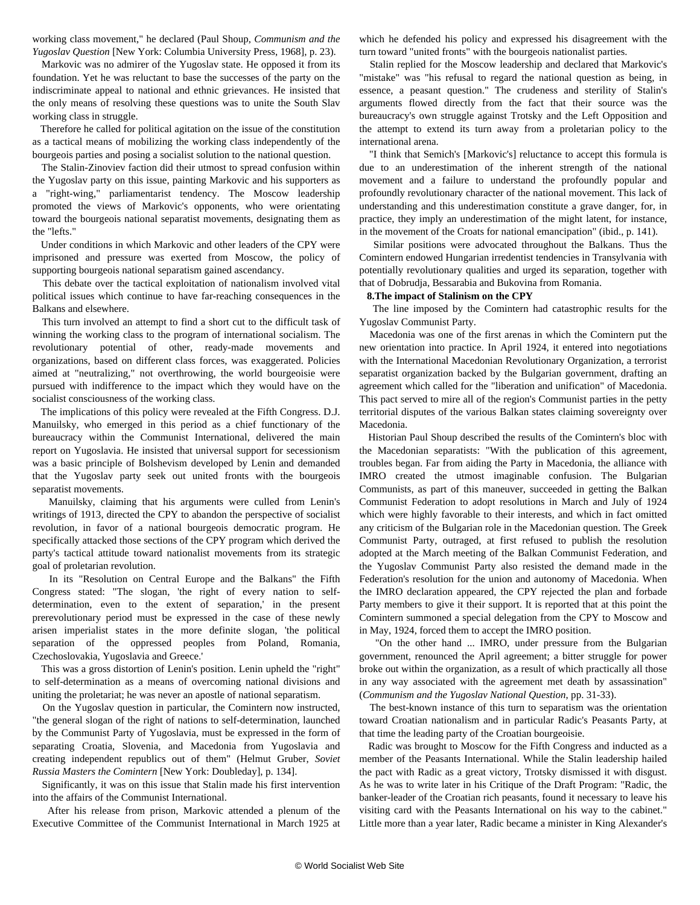working class movement," he declared (Paul Shoup, *Communism and the Yugoslav Question* [New York: Columbia University Press, 1968], p. 23).

Markovic was no admirer of the Yugoslav state. He opposed it from its foundation. Yet he was reluctant to base the successes of the party on the indiscriminate appeal to national and ethnic grievances. He insisted that the only means of resolving these questions was to unite the South Slav working class in struggle.

Therefore he called for political agitation on the issue of the constitution as a tactical means of mobilizing the working class independently of the bourgeois parties and posing a socialist solution to the national question.

The Stalin-Zinoviev faction did their utmost to spread confusion within the Yugoslav party on this issue, painting Markovic and his supporters as a "right-wing," parliamentarist tendency. The Moscow leadership promoted the views of Markovic's opponents, who were orientating toward the bourgeois national separatist movements, designating them as the "lefts."

Under conditions in which Markovic and other leaders of the CPY were imprisoned and pressure was exerted from Moscow, the policy of supporting bourgeois national separatism gained ascendancy.

This debate over the tactical exploitation of nationalism involved vital political issues which continue to have far-reaching consequences in the Balkans and elsewhere.

This turn involved an attempt to find a short cut to the difficult task of winning the working class to the program of international socialism. The revolutionary potential of other, ready-made movements and organizations, based on different class forces, was exaggerated. Policies aimed at "neutralizing," not overthrowing, the world bourgeoisie were pursued with indifference to the impact which they would have on the socialist consciousness of the working class.

The implications of this policy were revealed at the Fifth Congress. D.J. Manuilsky, who emerged in this period as a chief functionary of the bureaucracy within the Communist International, delivered the main report on Yugoslavia. He insisted that universal support for secessionism was a basic principle of Bolshevism developed by Lenin and demanded that the Yugoslav party seek out united fronts with the bourgeois separatist movements.

Manuilsky, claiming that his arguments were culled from Lenin's writings of 1913, directed the CPY to abandon the perspective of socialist revolution, in favor of a national bourgeois democratic program. He specifically attacked those sections of the CPY program which derived the party's tactical attitude toward nationalist movements from its strategic goal of proletarian revolution.

In its "Resolution on Central Europe and the Balkans" the Fifth Congress stated: "The slogan, 'the right of every nation to self-determination, even to the extent of separation,' in the present prerevolutionary period must be expressed in the case of these newly arisen imperialist states in the more definite slogan, 'the political separation of the oppressed peoples from Poland, Romania, Czechoslovakia, Yugoslavia and Greece.'

This was a gross distortion of Lenin's position. Lenin upheld the "right" to self-determination as a means of overcoming national divisions and uniting the proletariat; he was never an apostle of national separatism.

On the Yugoslav question in particular, the Comintern now instructed, "the general slogan of the right of nations to self-determination, launched by the Communist Party of Yugoslavia, must be expressed in the form of separating Croatia, Slovenia, and Macedonia from Yugoslavia and creating independent republics out of them" (Helmut Gruber, *Soviet Russia Masters the Comintern* [New York: Doubleday], p. 134].

Significantly, it was on this issue that Stalin made his first intervention into the affairs of the Communist International.

After his release from prison, Markovic attended a plenum of the Executive Committee of the Communist International in March 1925 at which he defended his policy and expressed his disagreement with the turn toward "united fronts" with the bourgeois nationalist parties.

Stalin replied for the Moscow leadership and declared that Markovic's "mistake" was "his refusal to regard the national question as being, in essence, a peasant question." The crudeness and sterility of Stalin's arguments flowed directly from the fact that their source was the bureaucracy's own struggle against Trotsky and the Left Opposition and the attempt to extend its turn away from a proletarian policy to the international arena.

"I think that Semich's [Markovic's] reluctance to accept this formula is due to an underestimation of the inherent strength of the national movement and a failure to understand the profoundly popular and profoundly revolutionary character of the national movement. This lack of understanding and this underestimation constitute a grave danger, for, in practice, they imply an underestimation of the might latent, for instance, in the movement of the Croats for national emancipation" (ibid., p. 141).

Similar positions were advocated throughout the Balkans. Thus the Comintern endowed Hungarian irredentist tendencies in Transylvania with potentially revolutionary qualities and urged its separation, together with that of Dobrudja, Bessarabia and Bukovina from Romania.

**8.The impact of Stalinism on the CPY**

The line imposed by the Comintern had catastrophic results for the Yugoslav Communist Party.

Macedonia was one of the first arenas in which the Comintern put the new orientation into practice. In April 1924, it entered into negotiations with the International Macedonian Revolutionary Organization, a terrorist separatist organization backed by the Bulgarian government, drafting an agreement which called for the "liberation and unification" of Macedonia. This pact served to mire all of the region's Communist parties in the petty territorial disputes of the various Balkan states claiming sovereignty over Macedonia.

Historian Paul Shoup described the results of the Comintern's bloc with the Macedonian separatists: "With the publication of this agreement, troubles began. Far from aiding the Party in Macedonia, the alliance with IMRO created the utmost imaginable confusion. The Bulgarian Communists, as part of this maneuver, succeeded in getting the Balkan Communist Federation to adopt resolutions in March and July of 1924 which were highly favorable to their interests, and which in fact omitted any criticism of the Bulgarian role in the Macedonian question. The Greek Communist Party, outraged, at first refused to publish the resolution adopted at the March meeting of the Balkan Communist Federation, and the Yugoslav Communist Party also resisted the demand made in the Federation's resolution for the union and autonomy of Macedonia. When the IMRO declaration appeared, the CPY rejected the plan and forbade Party members to give it their support. It is reported that at this point the Comintern summoned a special delegation from the CPY to Moscow and in May, 1924, forced them to accept the IMRO position.

"On the other hand ... IMRO, under pressure from the Bulgarian government, renounced the April agreement; a bitter struggle for power broke out within the organization, as a result of which practically all those in any way associated with the agreement met death by assassination" (*Communism and the Yugoslav National Question*, pp. 31-33).

The best-known instance of this turn to separatism was the orientation toward Croatian nationalism and in particular Radic's Peasants Party, at that time the leading party of the Croatian bourgeoisie.

Radic was brought to Moscow for the Fifth Congress and inducted as a member of the Peasants International. While the Stalin leadership hailed the pact with Radic as a great victory, Trotsky dismissed it with disgust. As he was to write later in his Critique of the Draft Program: "Radic, the banker-leader of the Croatian rich peasants, found it necessary to leave his visiting card with the Peasants International on his way to the cabinet." Little more than a year later, Radic became a minister in King Alexander's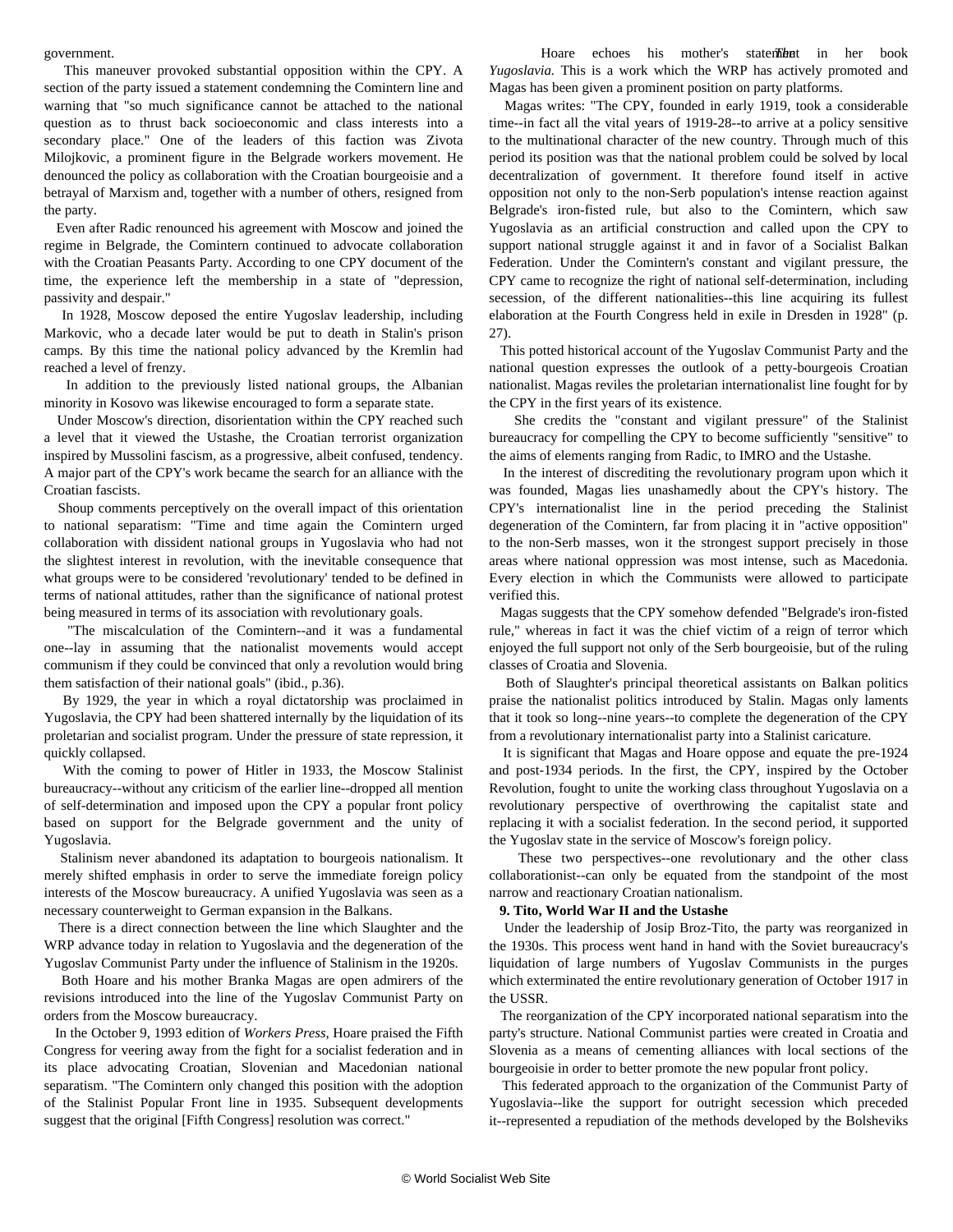government.

This maneuver provoked substantial opposition within the CPY. A section of the party issued a statement condemning the Comintern line and warning that "so much significance cannot be attached to the national question as to thrust back socioeconomic and class interests into a secondary place." One of the leaders of this faction was Zivota Milojkovic, a prominent figure in the Belgrade workers movement. He denounced the policy as collaboration with the Croatian bourgeoisie and a betrayal of Marxism and, together with a number of others, resigned from the party.

Even after Radic renounced his agreement with Moscow and joined the regime in Belgrade, the Comintern continued to advocate collaboration with the Croatian Peasants Party. According to one CPY document of the time, the experience left the membership in a state of "depression, passivity and despair."

In 1928, Moscow deposed the entire Yugoslav leadership, including Markovic, who a decade later would be put to death in Stalin's prison camps. By this time the national policy advanced by the Kremlin had reached a level of frenzy.

In addition to the previously listed national groups, the Albanian minority in Kosovo was likewise encouraged to form a separate state.

Under Moscow's direction, disorientation within the CPY reached such a level that it viewed the Ustashe, the Croatian terrorist organization inspired by Mussolini fascism, as a progressive, albeit confused, tendency. A major part of the CPY's work became the search for an alliance with the Croatian fascists.

Shoup comments perceptively on the overall impact of this orientation to national separatism: "Time and time again the Comintern urged collaboration with dissident national groups in Yugoslavia who had not the slightest interest in revolution, with the inevitable consequence that what groups were to be considered 'revolutionary' tended to be defined in terms of national attitudes, rather than the significance of national protest being measured in terms of its association with revolutionary goals.

"The miscalculation of the Comintern--and it was a fundamental one--lay in assuming that the nationalist movements would accept communism if they could be convinced that only a revolution would bring them satisfaction of their national goals" (ibid., p.36).

By 1929, the year in which a royal dictatorship was proclaimed in Yugoslavia, the CPY had been shattered internally by the liquidation of its proletarian and socialist program. Under the pressure of state repression, it quickly collapsed.

With the coming to power of Hitler in 1933, the Moscow Stalinist bureaucracy--without any criticism of the earlier line--dropped all mention of self-determination and imposed upon the CPY a popular front policy based on support for the Belgrade government and the unity of Yugoslavia.

Stalinism never abandoned its adaptation to bourgeois nationalism. It merely shifted emphasis in order to serve the immediate foreign policy interests of the Moscow bureaucracy. A unified Yugoslavia was seen as a necessary counterweight to German expansion in the Balkans.

There is a direct connection between the line which Slaughter and the WRP advance today in relation to Yugoslavia and the degeneration of the Yugoslav Communist Party under the influence of Stalinism in the 1920s.

Both Hoare and his mother Branka Magas are open admirers of the revisions introduced into the line of the Yugoslav Communist Party on orders from the Moscow bureaucracy.

In the October 9, 1993 edition of *Workers Press*, Hoare praised the Fifth Congress for veering away from the fight for a socialist federation and in its place advocating Croatian, Slovenian and Macedonian national separatism. "The Comintern only changed this position with the adoption of the Stalinist Popular Front line in 1935. Subsequent developments suggest that the original [Fifth Congress] resolution was correct."

Hoare echoes his mother's statement in her book *The Yugoslavia*. This is a work which the WRP has actively promoted and Magas has been given a prominent position on party platforms.

Magas writes: "The CPY, founded in early 1919, took a considerable time--in fact all the vital years of 1919-28--to arrive at a policy sensitive to the multinational character of the new country. Through much of this period its position was that the national problem could be solved by local decentralization of government. It therefore found itself in active opposition not only to the non-Serb population's intense reaction against Belgrade's iron-fisted rule, but also to the Comintern, which saw Yugoslavia as an artificial construction and called upon the CPY to support national struggle against it and in favor of a Socialist Balkan Federation. Under the Comintern's constant and vigilant pressure, the CPY came to recognize the right of national self-determination, including secession, of the different nationalities--this line acquiring its fullest elaboration at the Fourth Congress held in exile in Dresden in 1928" (p. 27).

This potted historical account of the Yugoslav Communist Party and the national question expresses the outlook of a petty-bourgeois Croatian nationalist. Magas reviles the proletarian internationalist line fought for by the CPY in the first years of its existence.

She credits the "constant and vigilant pressure" of the Stalinist bureaucracy for compelling the CPY to become sufficiently "sensitive" to the aims of elements ranging from Radic, to IMRO and the Ustashe.

In the interest of discrediting the revolutionary program upon which it was founded, Magas lies unashamedly about the CPY's history. The CPY's internationalist line in the period preceding the Stalinist degeneration of the Comintern, far from placing it in "active opposition" to the non-Serb masses, won it the strongest support precisely in those areas where national oppression was most intense, such as Macedonia. Every election in which the Communists were allowed to participate verified this.

Magas suggests that the CPY somehow defended "Belgrade's iron-fisted rule," whereas in fact it was the chief victim of a reign of terror which enjoyed the full support not only of the Serb bourgeoisie, but of the ruling classes of Croatia and Slovenia.

Both of Slaughter's principal theoretical assistants on Balkan politics praise the nationalist politics introduced by Stalin. Magas only laments that it took so long--nine years--to complete the degeneration of the CPY from a revolutionary internationalist party into a Stalinist caricature.

It is significant that Magas and Hoare oppose and equate the pre-1924 and post-1934 periods. In the first, the CPY, inspired by the October Revolution, fought to unite the working class throughout Yugoslavia on a revolutionary perspective of overthrowing the capitalist state and replacing it with a socialist federation. In the second period, it supported the Yugoslav state in the service of Moscow's foreign policy.

These two perspectives--one revolutionary and the other class collaborationist--can only be equated from the standpoint of the most narrow and reactionary Croatian nationalism.

**9. Tito, World War II and the Ustashe**

Under the leadership of Josip Broz-Tito, the party was reorganized in the 1930s. This process went hand in hand with the Soviet bureaucracy's liquidation of large numbers of Yugoslav Communists in the purges which exterminated the entire revolutionary generation of October 1917 in the USSR.

The reorganization of the CPY incorporated national separatism into the party's structure. National Communist parties were created in Croatia and Slovenia as a means of cementing alliances with local sections of the bourgeoisie in order to better promote the new popular front policy.

This federated approach to the organization of the Communist Party of Yugoslavia--like the support for outright secession which preceded it--represented a repudiation of the methods developed by the Bolsheviks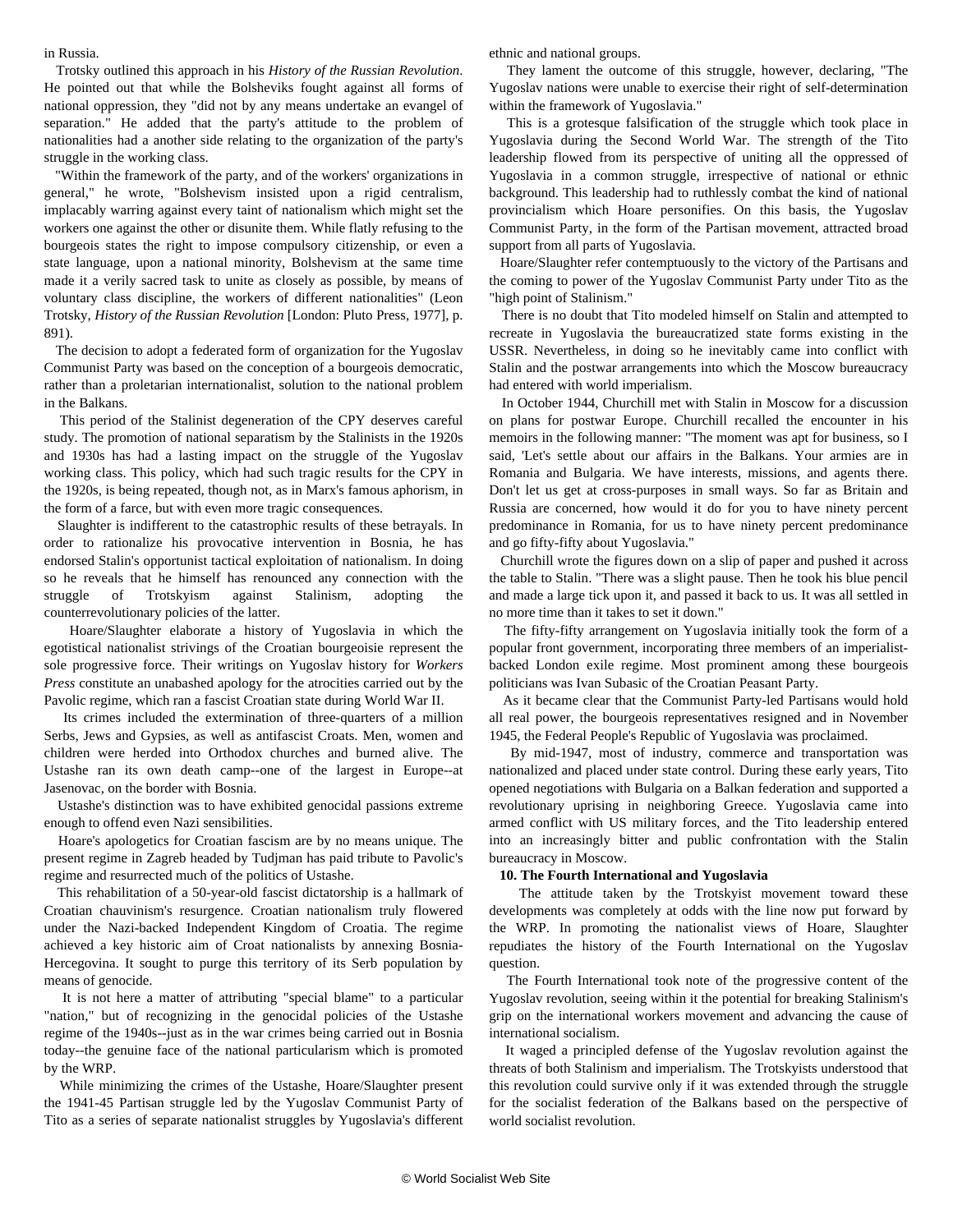in Russia.

Trotsky outlined this approach in his *History of the Russian Revolution*. He pointed out that while the Bolsheviks fought against all forms of national oppression, they "did not by any means undertake an evangel of separation." He added that the party's attitude to the problem of nationalities had a another side relating to the organization of the party's struggle in the working class.

"Within the framework of the party, and of the workers' organizations in general," he wrote, "Bolshevism insisted upon a rigid centralism, implacably warring against every taint of nationalism which might set the workers one against the other or disunite them. While flatly refusing to the bourgeois states the right to impose compulsory citizenship, or even a state language, upon a national minority, Bolshevism at the same time made it a verily sacred task to unite as closely as possible, by means of voluntary class discipline, the workers of different nationalities" (Leon Trotsky, *History of the Russian Revolution* [London: Pluto Press, 1977], p. 891).

The decision to adopt a federated form of organization for the Yugoslav Communist Party was based on the conception of a bourgeois democratic, rather than a proletarian internationalist, solution to the national problem in the Balkans.

This period of the Stalinist degeneration of the CPY deserves careful study. The promotion of national separatism by the Stalinists in the 1920s and 1930s has had a lasting impact on the struggle of the Yugoslav working class. This policy, which had such tragic results for the CPY in the 1920s, is being repeated, though not, as in Marx's famous aphorism, in the form of a farce, but with even more tragic consequences.

Slaughter is indifferent to the catastrophic results of these betrayals. In order to rationalize his provocative intervention in Bosnia, he has endorsed Stalin's opportunist tactical exploitation of nationalism. In doing so he reveals that he himself has renounced any connection with the struggle of Trotskyism against Stalinism, adopting the counterrevolutionary policies of the latter.

Hoare/Slaughter elaborate a history of Yugoslavia in which the egotistical nationalist strivings of the Croatian bourgeoisie represent the sole progressive force. Their writings on Yugoslav history for *Workers Press* constitute an unabashed apology for the atrocities carried out by the Pavolic regime, which ran a fascist Croatian state during World War II.

Its crimes included the extermination of three-quarters of a million Serbs, Jews and Gypsies, as well as antifascist Croats. Men, women and children were herded into Orthodox churches and burned alive. The Ustashe ran its own death camp--one of the largest in Europe--at Jasenovac, on the border with Bosnia.

Ustashe's distinction was to have exhibited genocidal passions extreme enough to offend even Nazi sensibilities.

Hoare's apologetics for Croatian fascism are by no means unique. The present regime in Zagreb headed by Tudjman has paid tribute to Pavolic's regime and resurrected much of the politics of Ustashe.

This rehabilitation of a 50-year-old fascist dictatorship is a hallmark of Croatian chauvinism's resurgence. Croatian nationalism truly flowered under the Nazi-backed Independent Kingdom of Croatia. The regime achieved a key historic aim of Croat nationalists by annexing Bosnia-Hercegovina. It sought to purge this territory of its Serb population by means of genocide.

It is not here a matter of attributing "special blame" to a particular "nation," but of recognizing in the genocidal policies of the Ustashe regime of the 1940s--just as in the war crimes being carried out in Bosnia today--the genuine face of the national particularism which is promoted by the WRP.

While minimizing the crimes of the Ustashe, Hoare/Slaughter present the 1941-45 Partisan struggle led by the Yugoslav Communist Party of Tito as a series of separate nationalist struggles by Yugoslavia's different ethnic and national groups.

They lament the outcome of this struggle, however, declaring, "The Yugoslav nations were unable to exercise their right of self-determination within the framework of Yugoslavia."

This is a grotesque falsification of the struggle which took place in Yugoslavia during the Second World War. The strength of the Tito leadership flowed from its perspective of uniting all the oppressed of Yugoslavia in a common struggle, irrespective of national or ethnic background. This leadership had to ruthlessly combat the kind of national provincialism which Hoare personifies. On this basis, the Yugoslav Communist Party, in the form of the Partisan movement, attracted broad support from all parts of Yugoslavia.

Hoare/Slaughter refer contemptuously to the victory of the Partisans and the coming to power of the Yugoslav Communist Party under Tito as the "high point of Stalinism."

There is no doubt that Tito modeled himself on Stalin and attempted to recreate in Yugoslavia the bureaucratized state forms existing in the USSR. Nevertheless, in doing so he inevitably came into conflict with Stalin and the postwar arrangements into which the Moscow bureaucracy had entered with world imperialism.

In October 1944, Churchill met with Stalin in Moscow for a discussion on plans for postwar Europe. Churchill recalled the encounter in his memoirs in the following manner: "The moment was apt for business, so I said, 'Let's settle about our affairs in the Balkans. Your armies are in Romania and Bulgaria. We have interests, missions, and agents there. Don't let us get at cross-purposes in small ways. So far as Britain and Russia are concerned, how would it do for you to have ninety percent predominance in Romania, for us to have ninety percent predominance and go fifty-fifty about Yugoslavia."

Churchill wrote the figures down on a slip of paper and pushed it across the table to Stalin. "There was a slight pause. Then he took his blue pencil and made a large tick upon it, and passed it back to us. It was all settled in no more time than it takes to set it down."

The fifty-fifty arrangement on Yugoslavia initially took the form of a popular front government, incorporating three members of an imperialist-backed London exile regime. Most prominent among these bourgeois politicians was Ivan Subasic of the Croatian Peasant Party.

As it became clear that the Communist Party-led Partisans would hold all real power, the bourgeois representatives resigned and in November 1945, the Federal People's Republic of Yugoslavia was proclaimed.

By mid-1947, most of industry, commerce and transportation was nationalized and placed under state control. During these early years, Tito opened negotiations with Bulgaria on a Balkan federation and supported a revolutionary uprising in neighboring Greece. Yugoslavia came into armed conflict with US military forces, and the Tito leadership entered into an increasingly bitter and public confrontation with the Stalin bureaucracy in Moscow.

**10. The Fourth International and Yugoslavia**

The attitude taken by the Trotskyist movement toward these developments was completely at odds with the line now put forward by the WRP. In promoting the nationalist views of Hoare, Slaughter repudiates the history of the Fourth International on the Yugoslav question.

The Fourth International took note of the progressive content of the Yugoslav revolution, seeing within it the potential for breaking Stalinism's grip on the international workers movement and advancing the cause of international socialism.

It waged a principled defense of the Yugoslav revolution against the threats of both Stalinism and imperialism. The Trotskyists understood that this revolution could survive only if it was extended through the struggle for the socialist federation of the Balkans based on the perspective of world socialist revolution.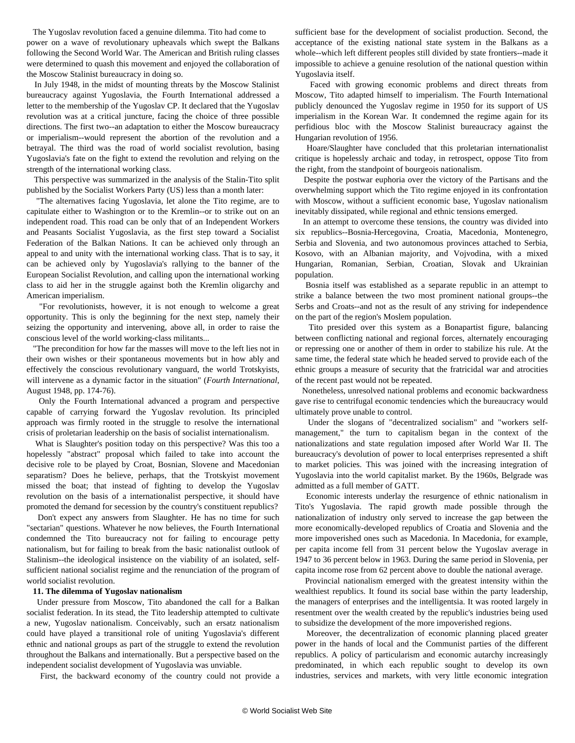The Yugoslav revolution faced a genuine dilemma. Tito had come to power on a wave of revolutionary upheavals which swept the Balkans following the Second World War. The American and British ruling classes were determined to quash this movement and enjoyed the collaboration of the Moscow Stalinist bureaucracy in doing so.

In July 1948, in the midst of mounting threats by the Moscow Stalinist bureaucracy against Yugoslavia, the Fourth International addressed a letter to the membership of the Yugoslav CP. It declared that the Yugoslav revolution was at a critical juncture, facing the choice of three possible directions. The first two--an adaptation to either the Moscow bureaucracy or imperialism--would represent the abortion of the revolution and a betrayal. The third was the road of world socialist revolution, basing Yugoslavia's fate on the fight to extend the revolution and relying on the strength of the international working class.

This perspective was summarized in the analysis of the Stalin-Tito split published by the Socialist Workers Party (US) less than a month later:

"The alternatives facing Yugoslavia, let alone the Tito regime, are to capitulate either to Washington or to the Kremlin--or to strike out on an independent road. This road can be only that of an Independent Workers and Peasants Socialist Yugoslavia, as the first step toward a Socialist Federation of the Balkan Nations. It can be achieved only through an appeal to and unity with the international working class. That is to say, it can be achieved only by Yugoslavia's rallying to the banner of the European Socialist Revolution, and calling upon the international working class to aid her in the struggle against both the Kremlin oligarchy and American imperialism.

"For revolutionists, however, it is not enough to welcome a great opportunity. This is only the beginning for the next step, namely their seizing the opportunity and intervening, above all, in order to raise the conscious level of the world working-class militants...

"The precondition for how far the masses will move to the left lies not in their own wishes or their spontaneous movements but in how ably and effectively the conscious revolutionary vanguard, the world Trotskyists, will intervene as a dynamic factor in the situation" (*Fourth International*, August 1948, pp. 174-76).

Only the Fourth International advanced a program and perspective capable of carrying forward the Yugoslav revolution. Its principled approach was firmly rooted in the struggle to resolve the international crisis of proletarian leadership on the basis of socialist internationalism.

What is Slaughter's position today on this perspective? Was this too a hopelessly "abstract" proposal which failed to take into account the decisive role to be played by Croat, Bosnian, Slovene and Macedonian separatism? Does he believe, perhaps, that the Trotskyist movement missed the boat; that instead of fighting to develop the Yugoslav revolution on the basis of a internationalist perspective, it should have promoted the demand for secession by the country's constituent republics?

Don't expect any answers from Slaughter. He has no time for such "sectarian" questions. Whatever he now believes, the Fourth International condemned the Tito bureaucracy not for failing to encourage petty nationalism, but for failing to break from the basic nationalist outlook of Stalinism--the ideological insistence on the viability of an isolated, self-sufficient national socialist regime and the renunciation of the program of world socialist revolution.

**11. The dilemma of Yugoslav nationalism**

Under pressure from Moscow, Tito abandoned the call for a Balkan socialist federation. In its stead, the Tito leadership attempted to cultivate a new, Yugoslav nationalism. Conceivably, such an ersatz nationalism could have played a transitional role of uniting Yugoslavia's different ethnic and national groups as part of the struggle to extend the revolution throughout the Balkans and internationally. But a perspective based on the independent socialist development of Yugoslavia was unviable.

First, the backward economy of the country could not provide a sufficient base for the development of socialist production. Second, the acceptance of the existing national state system in the Balkans as a whole--which left different peoples still divided by state frontiers--made it impossible to achieve a genuine resolution of the national question within Yugoslavia itself.

Faced with growing economic problems and direct threats from Moscow, Tito adapted himself to imperialism. The Fourth International publicly denounced the Yugoslav regime in 1950 for its support of US imperialism in the Korean War. It condemned the regime again for its perfidious bloc with the Moscow Stalinist bureaucracy against the Hungarian revolution of 1956.

Hoare/Slaughter have concluded that this proletarian internationalist critique is hopelessly archaic and today, in retrospect, oppose Tito from the right, from the standpoint of bourgeois nationalism.

Despite the postwar euphoria over the victory of the Partisans and the overwhelming support which the Tito regime enjoyed in its confrontation with Moscow, without a sufficient economic base, Yugoslav nationalism inevitably dissipated, while regional and ethnic tensions emerged.

In an attempt to overcome these tensions, the country was divided into six republics--Bosnia-Hercegovina, Croatia, Macedonia, Montenegro, Serbia and Slovenia, and two autonomous provinces attached to Serbia, Kosovo, with an Albanian majority, and Vojvodina, with a mixed Hungarian, Romanian, Serbian, Croatian, Slovak and Ukrainian population.

Bosnia itself was established as a separate republic in an attempt to strike a balance between the two most prominent national groups--the Serbs and Croats--and not as the result of any striving for independence on the part of the region's Moslem population.

Tito presided over this system as a Bonapartist figure, balancing between conflicting national and regional forces, alternately encouraging or repressing one or another of them in order to stabilize his rule. At the same time, the federal state which he headed served to provide each of the ethnic groups a measure of security that the fratricidal war and atrocities of the recent past would not be repeated.

Nonetheless, unresolved national problems and economic backwardness gave rise to centrifugal economic tendencies which the bureaucracy would ultimately prove unable to control.

Under the slogans of "decentralized socialism" and "workers self-management," the turn to capitalism began in the context of the nationalizations and state regulation imposed after World War II. The bureaucracy's devolution of power to local enterprises represented a shift to market policies. This was joined with the increasing integration of Yugoslavia into the world capitalist market. By the 1960s, Belgrade was admitted as a full member of GATT.

Economic interests underlay the resurgence of ethnic nationalism in Tito's Yugoslavia. The rapid growth made possible through the nationalization of industry only served to increase the gap between the more economically-developed republics of Croatia and Slovenia and the more impoverished ones such as Macedonia. In Macedonia, for example, per capita income fell from 31 percent below the Yugoslav average in 1947 to 36 percent below in 1963. During the same period in Slovenia, per capita income rose from 62 percent above to double the national average.

Provincial nationalism emerged with the greatest intensity within the wealthiest republics. It found its social base within the party leadership, the managers of enterprises and the intelligentsia. It was rooted largely in resentment over the wealth created by the republic's industries being used to subsidize the development of the more impoverished regions.

Moreover, the decentralization of economic planning placed greater power in the hands of local and the Communist parties of the different republics. A policy of particularism and economic autarchy increasingly predominated, in which each republic sought to develop its own industries, services and markets, with very little economic integration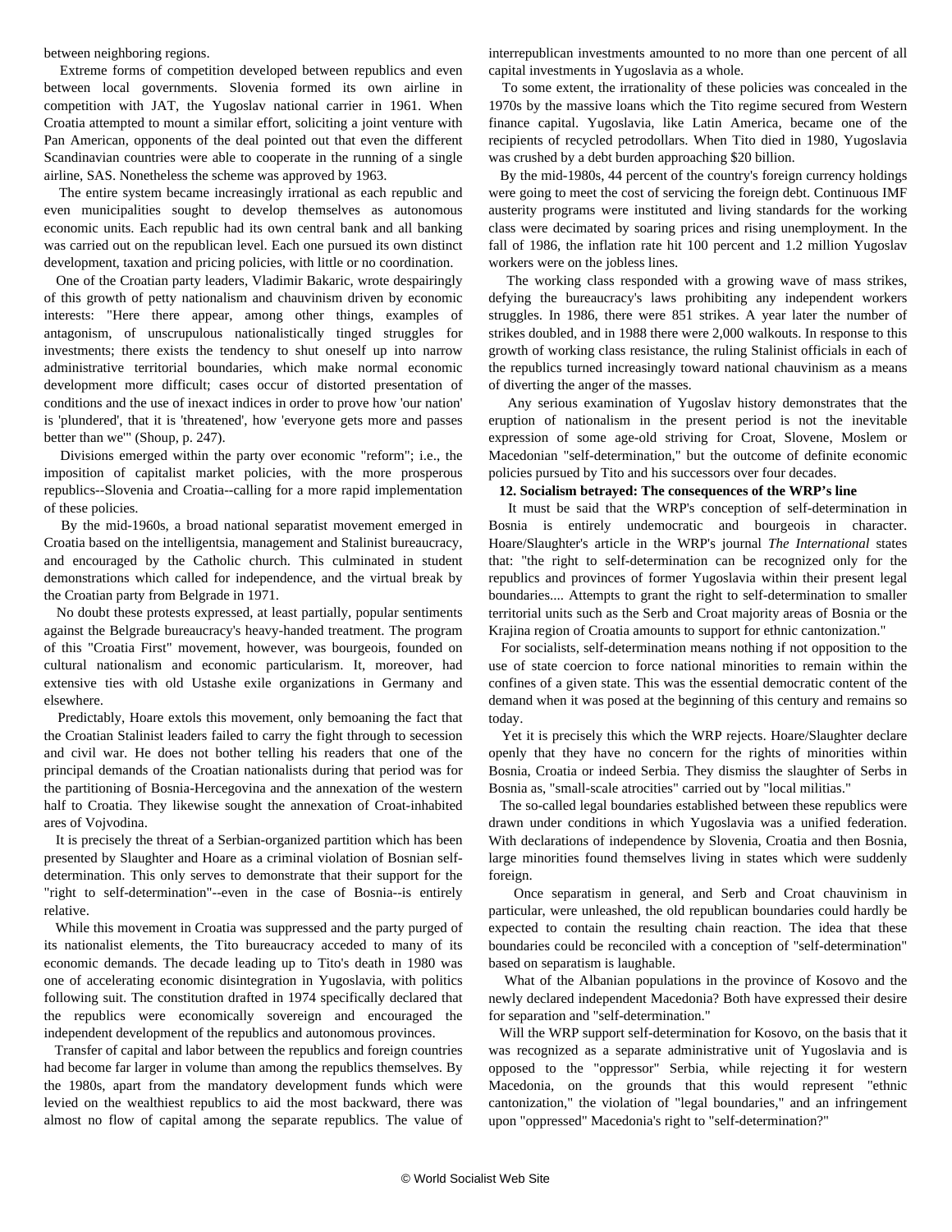between neighboring regions.

Extreme forms of competition developed between republics and even between local governments. Slovenia formed its own airline in competition with JAT, the Yugoslav national carrier in 1961. When Croatia attempted to mount a similar effort, soliciting a joint venture with Pan American, opponents of the deal pointed out that even the different Scandinavian countries were able to cooperate in the running of a single airline, SAS. Nonetheless the scheme was approved by 1963.

The entire system became increasingly irrational as each republic and even municipalities sought to develop themselves as autonomous economic units. Each republic had its own central bank and all banking was carried out on the republican level. Each one pursued its own distinct development, taxation and pricing policies, with little or no coordination.

One of the Croatian party leaders, Vladimir Bakaric, wrote despairingly of this growth of petty nationalism and chauvinism driven by economic interests: "Here there appear, among other things, examples of antagonism, of unscrupulous nationalistically tinged struggles for investments; there exists the tendency to shut oneself up into narrow administrative territorial boundaries, which make normal economic development more difficult; cases occur of distorted presentation of conditions and the use of inexact indices in order to prove how 'our nation' is 'plundered', that it is 'threatened', how 'everyone gets more and passes better than we'" (Shoup, p. 247).

Divisions emerged within the party over economic "reform"; i.e., the imposition of capitalist market policies, with the more prosperous republics--Slovenia and Croatia--calling for a more rapid implementation of these policies.

By the mid-1960s, a broad national separatist movement emerged in Croatia based on the intelligentsia, management and Stalinist bureaucracy, and encouraged by the Catholic church. This culminated in student demonstrations which called for independence, and the virtual break by the Croatian party from Belgrade in 1971.

No doubt these protests expressed, at least partially, popular sentiments against the Belgrade bureaucracy's heavy-handed treatment. The program of this "Croatia First" movement, however, was bourgeois, founded on cultural nationalism and economic particularism. It, moreover, had extensive ties with old Ustashe exile organizations in Germany and elsewhere.

Predictably, Hoare extols this movement, only bemoaning the fact that the Croatian Stalinist leaders failed to carry the fight through to secession and civil war. He does not bother telling his readers that one of the principal demands of the Croatian nationalists during that period was for the partitioning of Bosnia-Hercegovina and the annexation of the western half to Croatia. They likewise sought the annexation of Croat-inhabited ares of Vojvodina.

It is precisely the threat of a Serbian-organized partition which has been presented by Slaughter and Hoare as a criminal violation of Bosnian self-determination. This only serves to demonstrate that their support for the "right to self-determination"--even in the case of Bosnia--is entirely relative.

While this movement in Croatia was suppressed and the party purged of its nationalist elements, the Tito bureaucracy acceded to many of its economic demands. The decade leading up to Tito's death in 1980 was one of accelerating economic disintegration in Yugoslavia, with politics following suit. The constitution drafted in 1974 specifically declared that the republics were economically sovereign and encouraged the independent development of the republics and autonomous provinces.

Transfer of capital and labor between the republics and foreign countries had become far larger in volume than among the republics themselves. By the 1980s, apart from the mandatory development funds which were levied on the wealthiest republics to aid the most backward, there was almost no flow of capital among the separate republics. The value of interrepublican investments amounted to no more than one percent of all capital investments in Yugoslavia as a whole.

To some extent, the irrationality of these policies was concealed in the 1970s by the massive loans which the Tito regime secured from Western finance capital. Yugoslavia, like Latin America, became one of the recipients of recycled petrodollars. When Tito died in 1980, Yugoslavia was crushed by a debt burden approaching $20 billion.

By the mid-1980s, 44 percent of the country's foreign currency holdings were going to meet the cost of servicing the foreign debt. Continuous IMF austerity programs were instituted and living standards for the working class were decimated by soaring prices and rising unemployment. In the fall of 1986, the inflation rate hit 100 percent and 1.2 million Yugoslav workers were on the jobless lines.

The working class responded with a growing wave of mass strikes, defying the bureaucracy's laws prohibiting any independent workers struggles. In 1986, there were 851 strikes. A year later the number of strikes doubled, and in 1988 there were 2,000 walkouts. In response to this growth of working class resistance, the ruling Stalinist officials in each of the republics turned increasingly toward national chauvinism as a means of diverting the anger of the masses.

Any serious examination of Yugoslav history demonstrates that the eruption of nationalism in the present period is not the inevitable expression of some age-old striving for Croat, Slovene, Moslem or Macedonian "self-determination," but the outcome of definite economic policies pursued by Tito and his successors over four decades.

**12. Socialism betrayed: The consequences of the WRP's line**

It must be said that the WRP's conception of self-determination in Bosnia is entirely undemocratic and bourgeois in character. Hoare/Slaughter's article in the WRP's journal *The International* states that: "the right to self-determination can be recognized only for the republics and provinces of former Yugoslavia within their present legal boundaries.... Attempts to grant the right to self-determination to smaller territorial units such as the Serb and Croat majority areas of Bosnia or the Krajina region of Croatia amounts to support for ethnic cantonization."

For socialists, self-determination means nothing if not opposition to the use of state coercion to force national minorities to remain within the confines of a given state. This was the essential democratic content of the demand when it was posed at the beginning of this century and remains so today.

Yet it is precisely this which the WRP rejects. Hoare/Slaughter declare openly that they have no concern for the rights of minorities within Bosnia, Croatia or indeed Serbia. They dismiss the slaughter of Serbs in Bosnia as, "small-scale atrocities" carried out by "local militias."

The so-called legal boundaries established between these republics were drawn under conditions in which Yugoslavia was a unified federation. With declarations of independence by Slovenia, Croatia and then Bosnia, large minorities found themselves living in states which were suddenly foreign.

Once separatism in general, and Serb and Croat chauvinism in particular, were unleashed, the old republican boundaries could hardly be expected to contain the resulting chain reaction. The idea that these boundaries could be reconciled with a conception of "self-determination" based on separatism is laughable.

What of the Albanian populations in the province of Kosovo and the newly declared independent Macedonia? Both have expressed their desire for separation and "self-determination."

Will the WRP support self-determination for Kosovo, on the basis that it was recognized as a separate administrative unit of Yugoslavia and is opposed to the "oppressor" Serbia, while rejecting it for western Macedonia, on the grounds that this would represent "ethnic cantonization," the violation of "legal boundaries," and an infringement upon "oppressed" Macedonia's right to "self-determination?"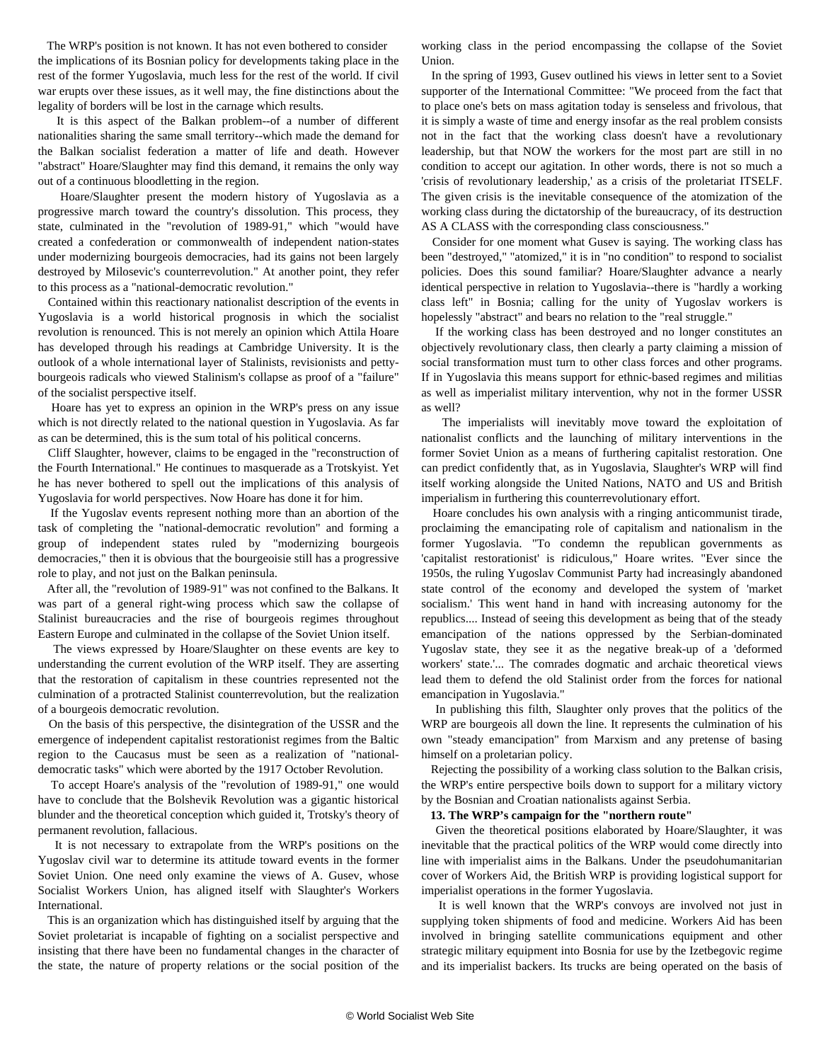The WRP's position is not known. It has not even bothered to consider the implications of its Bosnian policy for developments taking place in the rest of the former Yugoslavia, much less for the rest of the world. If civil war erupts over these issues, as it well may, the fine distinctions about the legality of borders will be lost in the carnage which results.

It is this aspect of the Balkan problem--of a number of different nationalities sharing the same small territory--which made the demand for the Balkan socialist federation a matter of life and death. However "abstract" Hoare/Slaughter may find this demand, it remains the only way out of a continuous bloodletting in the region.

Hoare/Slaughter present the modern history of Yugoslavia as a progressive march toward the country's dissolution. This process, they state, culminated in the "revolution of 1989-91," which "would have created a confederation or commonwealth of independent nation-states under modernizing bourgeois democracies, had its gains not been largely destroyed by Milosevic's counterrevolution." At another point, they refer to this process as a "national-democratic revolution."

Contained within this reactionary nationalist description of the events in Yugoslavia is a world historical prognosis in which the socialist revolution is renounced. This is not merely an opinion which Attila Hoare has developed through his readings at Cambridge University. It is the outlook of a whole international layer of Stalinists, revisionists and petty-bourgeois radicals who viewed Stalinism's collapse as proof of a "failure" of the socialist perspective itself.

Hoare has yet to express an opinion in the WRP's press on any issue which is not directly related to the national question in Yugoslavia. As far as can be determined, this is the sum total of his political concerns.

Cliff Slaughter, however, claims to be engaged in the "reconstruction of the Fourth International." He continues to masquerade as a Trotskyist. Yet he has never bothered to spell out the implications of this analysis of Yugoslavia for world perspectives. Now Hoare has done it for him.

If the Yugoslav events represent nothing more than an abortion of the task of completing the "national-democratic revolution" and forming a group of independent states ruled by "modernizing bourgeois democracies," then it is obvious that the bourgeoisie still has a progressive role to play, and not just on the Balkan peninsula.

After all, the "revolution of 1989-91" was not confined to the Balkans. It was part of a general right-wing process which saw the collapse of Stalinist bureaucracies and the rise of bourgeois regimes throughout Eastern Europe and culminated in the collapse of the Soviet Union itself.

The views expressed by Hoare/Slaughter on these events are key to understanding the current evolution of the WRP itself. They are asserting that the restoration of capitalism in these countries represented not the culmination of a protracted Stalinist counterrevolution, but the realization of a bourgeois democratic revolution.

On the basis of this perspective, the disintegration of the USSR and the emergence of independent capitalist restorationist regimes from the Baltic region to the Caucasus must be seen as a realization of "national-democratic tasks" which were aborted by the 1917 October Revolution.

To accept Hoare's analysis of the "revolution of 1989-91," one would have to conclude that the Bolshevik Revolution was a gigantic historical blunder and the theoretical conception which guided it, Trotsky's theory of permanent revolution, fallacious.

It is not necessary to extrapolate from the WRP's positions on the Yugoslav civil war to determine its attitude toward events in the former Soviet Union. One need only examine the views of A. Gusev, whose Socialist Workers Union, has aligned itself with Slaughter's Workers International.

This is an organization which has distinguished itself by arguing that the Soviet proletariat is incapable of fighting on a socialist perspective and insisting that there have been no fundamental changes in the character of the state, the nature of property relations or the social position of the working class in the period encompassing the collapse of the Soviet Union.

In the spring of 1993, Gusev outlined his views in letter sent to a Soviet supporter of the International Committee: "We proceed from the fact that to place one's bets on mass agitation today is senseless and frivolous, that it is simply a waste of time and energy insofar as the real problem consists not in the fact that the working class doesn't have a revolutionary leadership, but that NOW the workers for the most part are still in no condition to accept our agitation. In other words, there is not so much a 'crisis of revolutionary leadership,' as a crisis of the proletariat ITSELF. The given crisis is the inevitable consequence of the atomization of the working class during the dictatorship of the bureaucracy, of its destruction AS A CLASS with the corresponding class consciousness."

Consider for one moment what Gusev is saying. The working class has been "destroyed," "atomized," it is in "no condition" to respond to socialist policies. Does this sound familiar? Hoare/Slaughter advance a nearly identical perspective in relation to Yugoslavia--there is "hardly a working class left" in Bosnia; calling for the unity of Yugoslav workers is hopelessly "abstract" and bears no relation to the "real struggle."

If the working class has been destroyed and no longer constitutes an objectively revolutionary class, then clearly a party claiming a mission of social transformation must turn to other class forces and other programs. If in Yugoslavia this means support for ethnic-based regimes and militias as well as imperialist military intervention, why not in the former USSR as well?

The imperialists will inevitably move toward the exploitation of nationalist conflicts and the launching of military interventions in the former Soviet Union as a means of furthering capitalist restoration. One can predict confidently that, as in Yugoslavia, Slaughter's WRP will find itself working alongside the United Nations, NATO and US and British imperialism in furthering this counterrevolutionary effort.

Hoare concludes his own analysis with a ringing anticommunist tirade, proclaiming the emancipating role of capitalism and nationalism in the former Yugoslavia. "To condemn the republican governments as 'capitalist restorationist' is ridiculous," Hoare writes. "Ever since the 1950s, the ruling Yugoslav Communist Party had increasingly abandoned state control of the economy and developed the system of 'market socialism.' This went hand in hand with increasing autonomy for the republics.... Instead of seeing this development as being that of the steady emancipation of the nations oppressed by the Serbian-dominated Yugoslav state, they see it as the negative break-up of a 'deformed workers' state.'... The comrades dogmatic and archaic theoretical views lead them to defend the old Stalinist order from the forces for national emancipation in Yugoslavia."

In publishing this filth, Slaughter only proves that the politics of the WRP are bourgeois all down the line. It represents the culmination of his own "steady emancipation" from Marxism and any pretense of basing himself on a proletarian policy.

Rejecting the possibility of a working class solution to the Balkan crisis, the WRP's entire perspective boils down to support for a military victory by the Bosnian and Croatian nationalists against Serbia.

**13. The WRP's campaign for the "northern route"**

Given the theoretical positions elaborated by Hoare/Slaughter, it was inevitable that the practical politics of the WRP would come directly into line with imperialist aims in the Balkans. Under the pseudohumanitarian cover of Workers Aid, the British WRP is providing logistical support for imperialist operations in the former Yugoslavia.

It is well known that the WRP's convoys are involved not just in supplying token shipments of food and medicine. Workers Aid has been involved in bringing satellite communications equipment and other strategic military equipment into Bosnia for use by the Izetbegovic regime and its imperialist backers. Its trucks are being operated on the basis of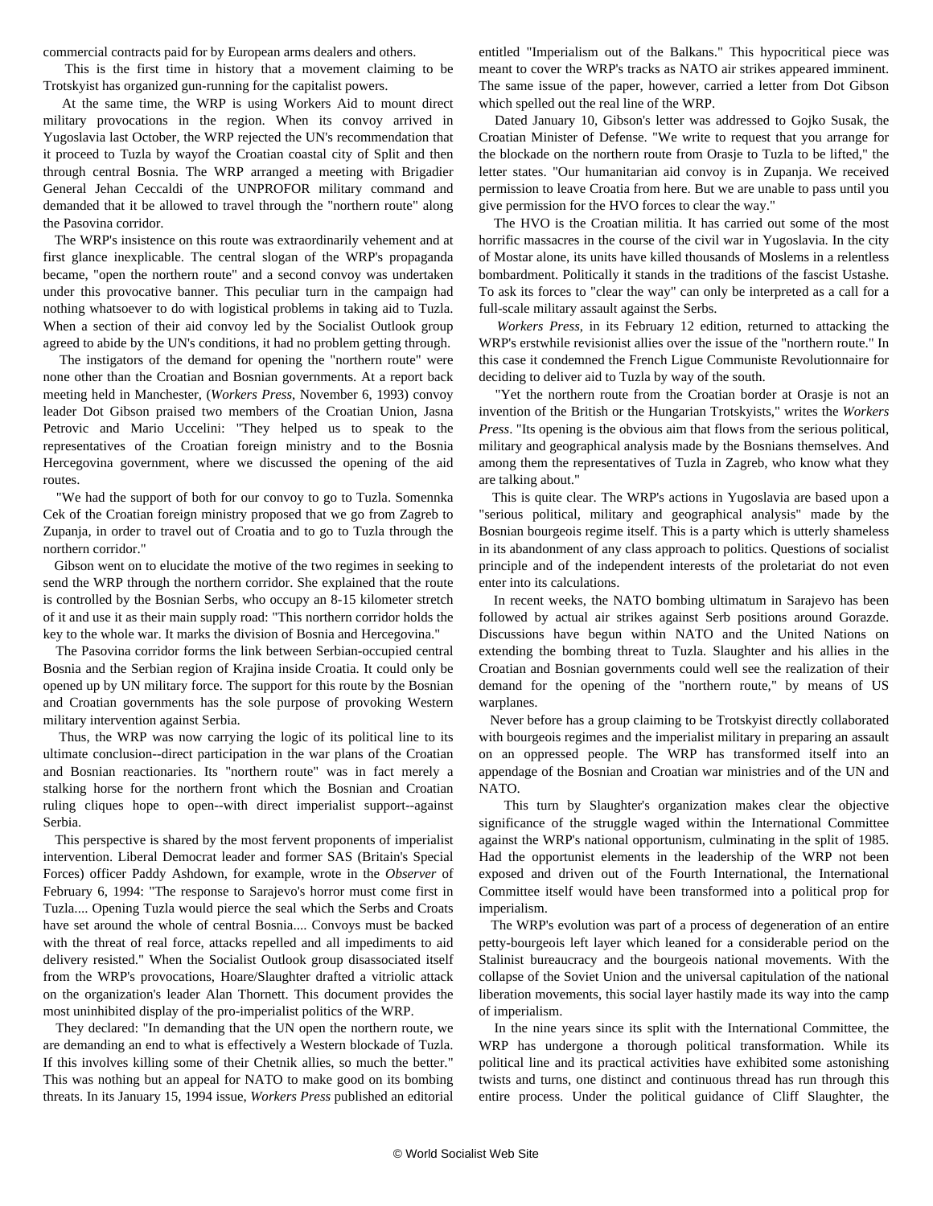commercial contracts paid for by European arms dealers and others.

This is the first time in history that a movement claiming to be Trotskyist has organized gun-running for the capitalist powers.

At the same time, the WRP is using Workers Aid to mount direct military provocations in the region. When its convoy arrived in Yugoslavia last October, the WRP rejected the UN's recommendation that it proceed to Tuzla by wayof the Croatian coastal city of Split and then through central Bosnia. The WRP arranged a meeting with Brigadier General Jehan Ceccaldi of the UNPROFOR military command and demanded that it be allowed to travel through the "northern route" along the Pasovina corridor.

The WRP's insistence on this route was extraordinarily vehement and at first glance inexplicable. The central slogan of the WRP's propaganda became, "open the northern route" and a second convoy was undertaken under this provocative banner. This peculiar turn in the campaign had nothing whatsoever to do with logistical problems in taking aid to Tuzla. When a section of their aid convoy led by the Socialist Outlook group agreed to abide by the UN's conditions, it had no problem getting through.

The instigators of the demand for opening the "northern route" were none other than the Croatian and Bosnian governments. At a report back meeting held in Manchester, (*Workers Press*, November 6, 1993) convoy leader Dot Gibson praised two members of the Croatian Union, Jasna Petrovic and Mario Uccelini: "They helped us to speak to the representatives of the Croatian foreign ministry and to the Bosnia Hercegovina government, where we discussed the opening of the aid routes.

"We had the support of both for our convoy to go to Tuzla. Somennka Cek of the Croatian foreign ministry proposed that we go from Zagreb to Zupanja, in order to travel out of Croatia and to go to Tuzla through the northern corridor."

Gibson went on to elucidate the motive of the two regimes in seeking to send the WRP through the northern corridor. She explained that the route is controlled by the Bosnian Serbs, who occupy an 8-15 kilometer stretch of it and use it as their main supply road: "This northern corridor holds the key to the whole war. It marks the division of Bosnia and Hercegovina."

The Pasovina corridor forms the link between Serbian-occupied central Bosnia and the Serbian region of Krajina inside Croatia. It could only be opened up by UN military force. The support for this route by the Bosnian and Croatian governments has the sole purpose of provoking Western military intervention against Serbia.

Thus, the WRP was now carrying the logic of its political line to its ultimate conclusion--direct participation in the war plans of the Croatian and Bosnian reactionaries. Its "northern route" was in fact merely a stalking horse for the northern front which the Bosnian and Croatian ruling cliques hope to open--with direct imperialist support--against Serbia.

This perspective is shared by the most fervent proponents of imperialist intervention. Liberal Democrat leader and former SAS (Britain's Special Forces) officer Paddy Ashdown, for example, wrote in the *Observer* of February 6, 1994: "The response to Sarajevo's horror must come first in Tuzla.... Opening Tuzla would pierce the seal which the Serbs and Croats have set around the whole of central Bosnia.... Convoys must be backed with the threat of real force, attacks repelled and all impediments to aid delivery resisted." When the Socialist Outlook group disassociated itself from the WRP's provocations, Hoare/Slaughter drafted a vitriolic attack on the organization's leader Alan Thornett. This document provides the most uninhibited display of the pro-imperialist politics of the WRP.

They declared: "In demanding that the UN open the northern route, we are demanding an end to what is effectively a Western blockade of Tuzla. If this involves killing some of their Chetnik allies, so much the better." This was nothing but an appeal for NATO to make good on its bombing threats. In its January 15, 1994 issue, *Workers Press* published an editorial entitled "Imperialism out of the Balkans." This hypocritical piece was meant to cover the WRP's tracks as NATO air strikes appeared imminent. The same issue of the paper, however, carried a letter from Dot Gibson which spelled out the real line of the WRP.

Dated January 10, Gibson's letter was addressed to Gojko Susak, the Croatian Minister of Defense. "We write to request that you arrange for the blockade on the northern route from Orasje to Tuzla to be lifted," the letter states. "Our humanitarian aid convoy is in Zupanja. We received permission to leave Croatia from here. But we are unable to pass until you give permission for the HVO forces to clear the way."

The HVO is the Croatian militia. It has carried out some of the most horrific massacres in the course of the civil war in Yugoslavia. In the city of Mostar alone, its units have killed thousands of Moslems in a relentless bombardment. Politically it stands in the traditions of the fascist Ustashe. To ask its forces to "clear the way" can only be interpreted as a call for a full-scale military assault against the Serbs.

*Workers Press*, in its February 12 edition, returned to attacking the WRP's erstwhile revisionist allies over the issue of the "northern route." In this case it condemned the French Ligue Communiste Revolutionnaire for deciding to deliver aid to Tuzla by way of the south.

"Yet the northern route from the Croatian border at Orasje is not an invention of the British or the Hungarian Trotskyists," writes the *Workers Press*. "Its opening is the obvious aim that flows from the serious political, military and geographical analysis made by the Bosnians themselves. And among them the representatives of Tuzla in Zagreb, who know what they are talking about."

This is quite clear. The WRP's actions in Yugoslavia are based upon a "serious political, military and geographical analysis" made by the Bosnian bourgeois regime itself. This is a party which is utterly shameless in its abandonment of any class approach to politics. Questions of socialist principle and of the independent interests of the proletariat do not even enter into its calculations.

In recent weeks, the NATO bombing ultimatum in Sarajevo has been followed by actual air strikes against Serb positions around Gorazde. Discussions have begun within NATO and the United Nations on extending the bombing threat to Tuzla. Slaughter and his allies in the Croatian and Bosnian governments could well see the realization of their demand for the opening of the "northern route," by means of US warplanes.

Never before has a group claiming to be Trotskyist directly collaborated with bourgeois regimes and the imperialist military in preparing an assault on an oppressed people. The WRP has transformed itself into an appendage of the Bosnian and Croatian war ministries and of the UN and NATO.

This turn by Slaughter's organization makes clear the objective significance of the struggle waged within the International Committee against the WRP's national opportunism, culminating in the split of 1985. Had the opportunist elements in the leadership of the WRP not been exposed and driven out of the Fourth International, the International Committee itself would have been transformed into a political prop for imperialism.

The WRP's evolution was part of a process of degeneration of an entire petty-bourgeois left layer which leaned for a considerable period on the Stalinist bureaucracy and the bourgeois national movements. With the collapse of the Soviet Union and the universal capitulation of the national liberation movements, this social layer hastily made its way into the camp of imperialism.

In the nine years since its split with the International Committee, the WRP has undergone a thorough political transformation. While its political line and its practical activities have exhibited some astonishing twists and turns, one distinct and continuous thread has run through this entire process. Under the political guidance of Cliff Slaughter, the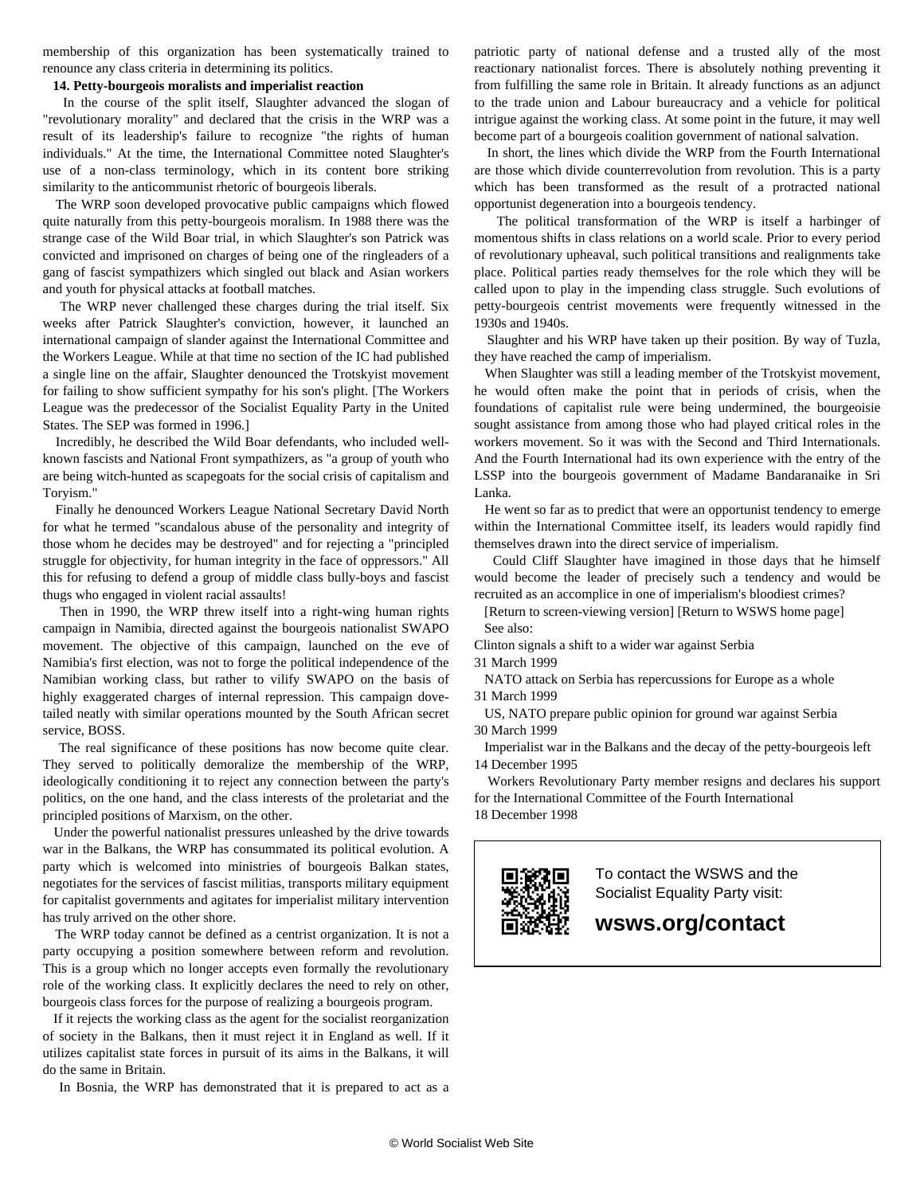membership of this organization has been systematically trained to renounce any class criteria in determining its politics.

**14. Petty-bourgeois moralists and imperialist reaction**

In the course of the split itself, Slaughter advanced the slogan of "revolutionary morality" and declared that the crisis in the WRP was a result of its leadership's failure to recognize "the rights of human individuals." At the time, the International Committee noted Slaughter's use of a non-class terminology, which in its content bore striking similarity to the anticommunist rhetoric of bourgeois liberals.

The WRP soon developed provocative public campaigns which flowed quite naturally from this petty-bourgeois moralism. In 1988 there was the strange case of the Wild Boar trial, in which Slaughter's son Patrick was convicted and imprisoned on charges of being one of the ringleaders of a gang of fascist sympathizers which singled out black and Asian workers and youth for physical attacks at football matches.

The WRP never challenged these charges during the trial itself. Six weeks after Patrick Slaughter's conviction, however, it launched an international campaign of slander against the International Committee and the Workers League. While at that time no section of the IC had published a single line on the affair, Slaughter denounced the Trotskyist movement for failing to show sufficient sympathy for his son's plight. [The Workers League was the predecessor of the Socialist Equality Party in the United States. The SEP was formed in 1996.]

Incredibly, he described the Wild Boar defendants, who included well-known fascists and National Front sympathizers, as "a group of youth who are being witch-hunted as scapegoats for the social crisis of capitalism and Toryism."

Finally he denounced Workers League National Secretary David North for what he termed "scandalous abuse of the personality and integrity of those whom he decides may be destroyed" and for rejecting a "principled struggle for objectivity, for human integrity in the face of oppressors." All this for refusing to defend a group of middle class bully-boys and fascist thugs who engaged in violent racial assaults!

Then in 1990, the WRP threw itself into a right-wing human rights campaign in Namibia, directed against the bourgeois nationalist SWAPO movement. The objective of this campaign, launched on the eve of Namibia's first election, was not to forge the political independence of the Namibian working class, but rather to vilify SWAPO on the basis of highly exaggerated charges of internal repression. This campaign dove-tailed neatly with similar operations mounted by the South African secret service, BOSS.

The real significance of these positions has now become quite clear. They served to politically demoralize the membership of the WRP, ideologically conditioning it to reject any connection between the party's politics, on the one hand, and the class interests of the proletariat and the principled positions of Marxism, on the other.

Under the powerful nationalist pressures unleashed by the drive towards war in the Balkans, the WRP has consummated its political evolution. A party which is welcomed into ministries of bourgeois Balkan states, negotiates for the services of fascist militias, transports military equipment for capitalist governments and agitates for imperialist military intervention has truly arrived on the other shore.

The WRP today cannot be defined as a centrist organization. It is not a party occupying a position somewhere between reform and revolution. This is a group which no longer accepts even formally the revolutionary role of the working class. It explicitly declares the need to rely on other, bourgeois class forces for the purpose of realizing a bourgeois program.

If it rejects the working class as the agent for the socialist reorganization of society in the Balkans, then it must reject it in England as well. If it utilizes capitalist state forces in pursuit of its aims in the Balkans, it will do the same in Britain.

In Bosnia, the WRP has demonstrated that it is prepared to act as a patriotic party of national defense and a trusted ally of the most reactionary nationalist forces. There is absolutely nothing preventing it from fulfilling the same role in Britain. It already functions as an adjunct to the trade union and Labour bureaucracy and a vehicle for political intrigue against the working class. At some point in the future, it may well become part of a bourgeois coalition government of national salvation.

In short, the lines which divide the WRP from the Fourth International are those which divide counterrevolution from revolution. This is a party which has been transformed as the result of a protracted national opportunist degeneration into a bourgeois tendency.

The political transformation of the WRP is itself a harbinger of momentous shifts in class relations on a world scale. Prior to every period of revolutionary upheaval, such political transitions and realignments take place. Political parties ready themselves for the role which they will be called upon to play in the impending class struggle. Such evolutions of petty-bourgeois centrist movements were frequently witnessed in the 1930s and 1940s.

Slaughter and his WRP have taken up their position. By way of Tuzla, they have reached the camp of imperialism.

When Slaughter was still a leading member of the Trotskyist movement, he would often make the point that in periods of crisis, when the foundations of capitalist rule were being undermined, the bourgeoisie sought assistance from among those who had played critical roles in the workers movement. So it was with the Second and Third Internationals. And the Fourth International had its own experience with the entry of the LSSP into the bourgeois government of Madame Bandaranaike in Sri Lanka.

He went so far as to predict that were an opportunist tendency to emerge within the International Committee itself, its leaders would rapidly find themselves drawn into the direct service of imperialism.

Could Cliff Slaughter have imagined in those days that he himself would become the leader of precisely such a tendency and would be recruited as an accomplice in one of imperialism's bloodiest crimes?

[Return to screen-viewing version] [Return to WSWS home page]

See also:

Clinton signals a shift to a wider war against Serbia
31 March 1999

NATO attack on Serbia has repercussions for Europe as a whole
31 March 1999

US, NATO prepare public opinion for ground war against Serbia
30 March 1999

Imperialist war in the Balkans and the decay of the petty-bourgeois left
14 December 1995

Workers Revolutionary Party member resigns and declares his support for the International Committee of the Fourth International
18 December 1998

To contact the WSWS and the Socialist Equality Party visit:

**wsws.org/contact**